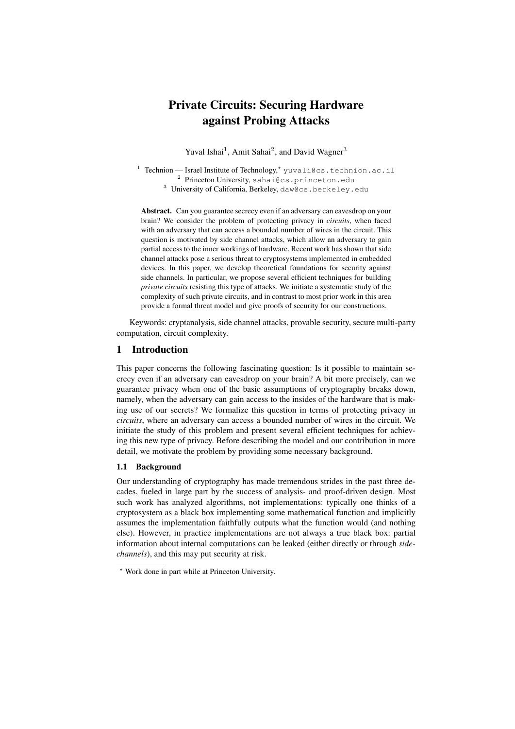# Private Circuits: Securing Hardware against Probing Attacks

Yuval Ishai[1], Amit Sahai[2], and David Wagner[3]

[1] Technion — Israel Institute of Technology,[*] yuvali@cs.technion.ac.il
[2] Princeton University, sahai@cs.princeton.edu
[3] University of California, Berkeley, daw@cs.berkeley.edu

**Abstract.** Can you guarantee secrecy even if an adversary can eavesdrop on your brain? We consider the problem of protecting privacy in *circuits*, when faced with an adversary that can access a bounded number of wires in the circuit. This question is motivated by side channel attacks, which allow an adversary to gain partial access to the inner workings of hardware. Recent work has shown that side channel attacks pose a serious threat to cryptosystems implemented in embedded devices. In this paper, we develop theoretical foundations for security against side channels. In particular, we propose several efficient techniques for building *private circuits* resisting this type of attacks. We initiate a systematic study of the complexity of such private circuits, and in contrast to most prior work in this area provide a formal threat model and give proofs of security for our constructions.

Keywords: cryptanalysis, side channel attacks, provable security, secure multi-party computation, circuit complexity.

## 1 Introduction

This paper concerns the following fascinating question: Is it possible to maintain secrecy even if an adversary can eavesdrop on your brain? A bit more precisely, can we guarantee privacy when one of the basic assumptions of cryptography breaks down, namely, when the adversary can gain access to the insides of the hardware that is making use of our secrets? We formalize this question in terms of protecting privacy in *circuits*, where an adversary can access a bounded number of wires in the circuit. We initiate the study of this problem and present several efficient techniques for achieving this new type of privacy. Before describing the model and our contribution in more detail, we motivate the problem by providing some necessary background.

### 1.1 Background

Our understanding of cryptography has made tremendous strides in the past three decades, fueled in large part by the success of analysis- and proof-driven design. Most such work has analyzed algorithms, not implementations: typically one thinks of a cryptosystem as a black box implementing some mathematical function and implicitly assumes the implementation faithfully outputs what the function would (and nothing else). However, in practice implementations are not always a true black box: partial information about internal computations can be leaked (either directly or through *side-channels*), and this may put security at risk.

[*] Work done in part while at Princeton University.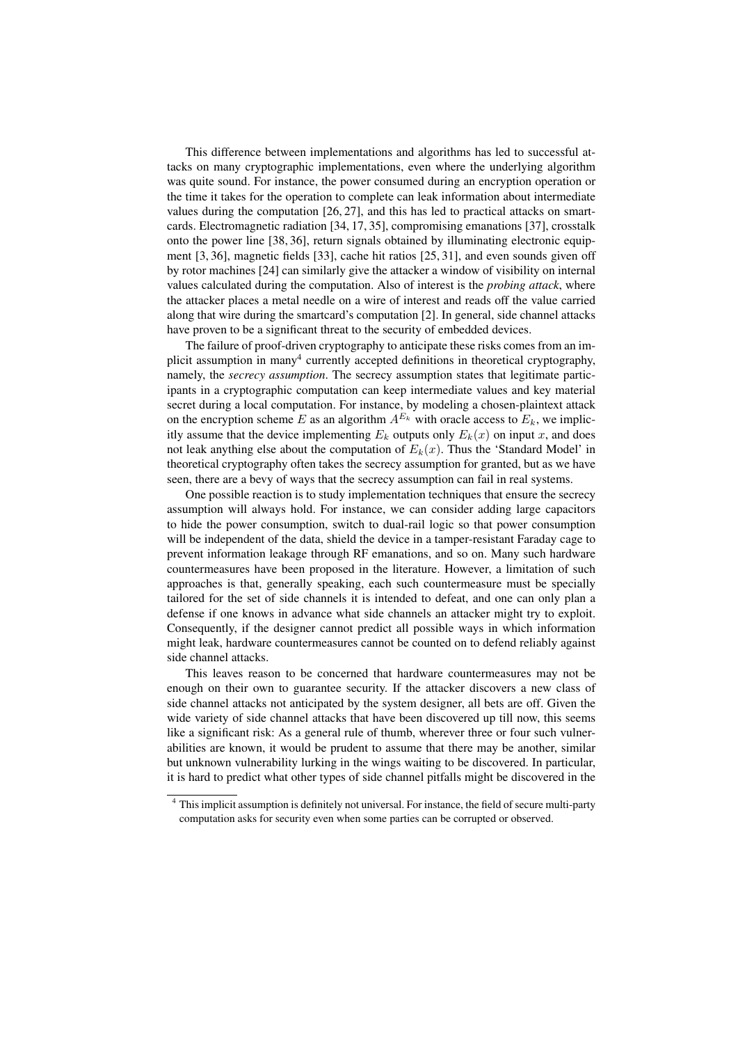This difference between implementations and algorithms has led to successful attacks on many cryptographic implementations, even where the underlying algorithm was quite sound. For instance, the power consumed during an encryption operation or the time it takes for the operation to complete can leak information about intermediate values during the computation [26, 27], and this has led to practical attacks on smartcards. Electromagnetic radiation [34, 17, 35], compromising emanations [37], crosstalk onto the power line [38, 36], return signals obtained by illuminating electronic equipment [3, 36], magnetic fields [33], cache hit ratios [25, 31], and even sounds given off by rotor machines [24] can similarly give the attacker a window of visibility on internal values calculated during the computation. Also of interest is the *probing attack*, where the attacker places a metal needle on a wire of interest and reads off the value carried along that wire during the smartcard's computation [2]. In general, side channel attacks have proven to be a significant threat to the security of embedded devices.

The failure of proof-driven cryptography to anticipate these risks comes from an implicit assumption in many[4] currently accepted definitions in theoretical cryptography, namely, the *secrecy assumption*. The secrecy assumption states that legitimate participants in a cryptographic computation can keep intermediate values and key material secret during a local computation. For instance, by modeling a chosen-plaintext attack on the encryption scheme $E$ as an algorithm $A^{E_k}$ with oracle access to $E_k$, we implicitly assume that the device implementing $E_k$ outputs only $E_k(x)$ on input $x$, and does not leak anything else about the computation of $E_k(x)$. Thus the 'Standard Model' in theoretical cryptography often takes the secrecy assumption for granted, but as we have seen, there are a bevy of ways that the secrecy assumption can fail in real systems.

One possible reaction is to study implementation techniques that ensure the secrecy assumption will always hold. For instance, we can consider adding large capacitors to hide the power consumption, switch to dual-rail logic so that power consumption will be independent of the data, shield the device in a tamper-resistant Faraday cage to prevent information leakage through RF emanations, and so on. Many such hardware countermeasures have been proposed in the literature. However, a limitation of such approaches is that, generally speaking, each such countermeasure must be specially tailored for the set of side channels it is intended to defeat, and one can only plan a defense if one knows in advance what side channels an attacker might try to exploit. Consequently, if the designer cannot predict all possible ways in which information might leak, hardware countermeasures cannot be counted on to defend reliably against side channel attacks.

This leaves reason to be concerned that hardware countermeasures may not be enough on their own to guarantee security. If the attacker discovers a new class of side channel attacks not anticipated by the system designer, all bets are off. Given the wide variety of side channel attacks that have been discovered up till now, this seems like a significant risk: As a general rule of thumb, wherever three or four such vulnerabilities are known, it would be prudent to assume that there may be another, similar but unknown vulnerability lurking in the wings waiting to be discovered. In particular, it is hard to predict what other types of side channel pitfalls might be discovered in the

[4] This implicit assumption is definitely not universal. For instance, the field of secure multi-party computation asks for security even when some parties can be corrupted or observed.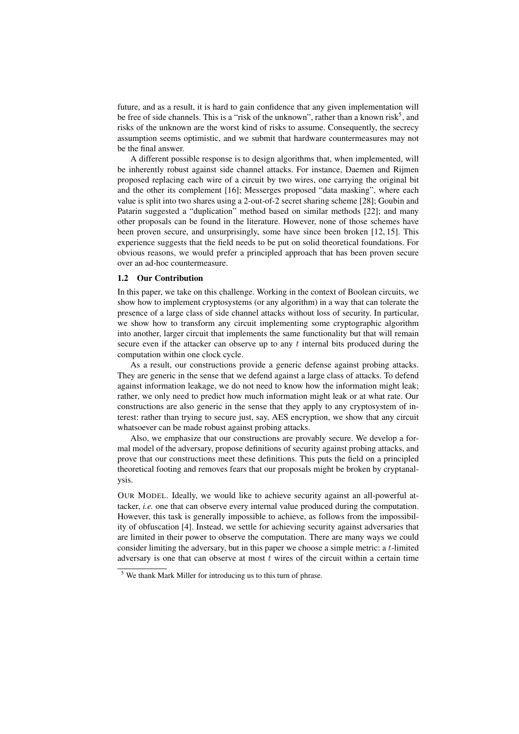future, and as a result, it is hard to gain confidence that any given implementation will be free of side channels. This is a "risk of the unknown", rather than a known risk[5], and risks of the unknown are the worst kind of risks to assume. Consequently, the secrecy assumption seems optimistic, and we submit that hardware countermeasures may not be the final answer.

A different possible response is to design algorithms that, when implemented, will be inherently robust against side channel attacks. For instance, Daemen and Rijmen proposed replacing each wire of a circuit by two wires, one carrying the original bit and the other its complement [16]; Messerges proposed "data masking", where each value is split into two shares using a 2-out-of-2 secret sharing scheme [28]; Goubin and Patarin suggested a "duplication" method based on similar methods [22]; and many other proposals can be found in the literature. However, none of those schemes have been proven secure, and unsurprisingly, some have since been broken [12, 15]. This experience suggests that the field needs to be put on solid theoretical foundations. For obvious reasons, we would prefer a principled approach that has been proven secure over an ad-hoc countermeasure.

### 1.2 Our Contribution

In this paper, we take on this challenge. Working in the context of Boolean circuits, we show how to implement cryptosystems (or any algorithm) in a way that can tolerate the presence of a large class of side channel attacks without loss of security. In particular, we show how to transform any circuit implementing some cryptographic algorithm into another, larger circuit that implements the same functionality but that will remain secure even if the attacker can observe up to any $t$ internal bits produced during the computation within one clock cycle.

As a result, our constructions provide a generic defense against probing attacks. They are generic in the sense that we defend against a large class of attacks. To defend against information leakage, we do not need to know how the information might leak; rather, we only need to predict how much information might leak or at what rate. Our constructions are also generic in the sense that they apply to any cryptosystem of interest: rather than trying to secure just, say, AES encryption, we show that any circuit whatsoever can be made robust against probing attacks.

Also, we emphasize that our constructions are provably secure. We develop a formal model of the adversary, propose definitions of security against probing attacks, and prove that our constructions meet these definitions. This puts the field on a principled theoretical footing and removes fears that our proposals might be broken by cryptanalysis.

OUR MODEL. Ideally, we would like to achieve security against an all-powerful attacker, *i.e.* one that can observe every internal value produced during the computation. However, this task is generally impossible to achieve, as follows from the impossibility of obfuscation [4]. Instead, we settle for achieving security against adversaries that are limited in their power to observe the computation. There are many ways we could consider limiting the adversary, but in this paper we choose a simple metric: a $t$-limited adversary is one that can observe at most $t$ wires of the circuit within a certain time

[5] We thank Mark Miller for introducing us to this turn of phrase.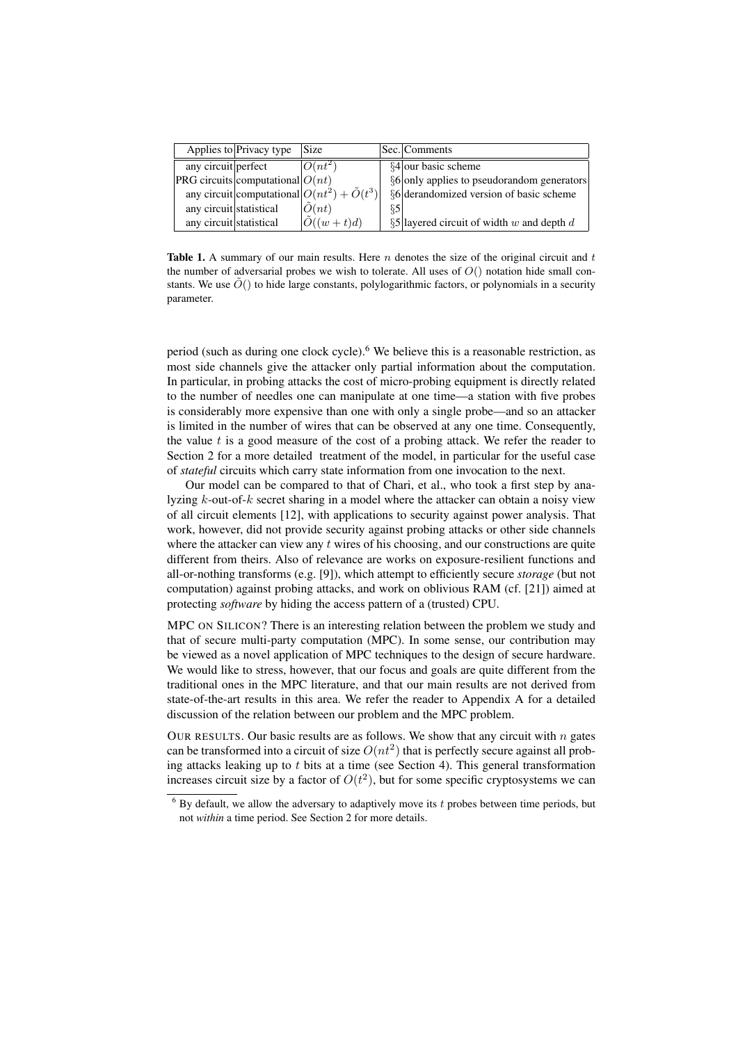| Applies to | Privacy type | Size | Sec. | Comments |
|---|---|---|---|---|
| any circuit | perfect | $O(nt^2)$ | §4 | our basic scheme |
| PRG circuits | computational | $O(nt)$ | §6 | only applies to pseudorandom generators |
| any circuit | computational | $O(nt^2) + \tilde{O}(t^3)$ | §6 | derandomized version of basic scheme |
| any circuit | statistical | $\tilde{O}(nt)$ | §5 | |
| any circuit | statistical | $\tilde{O}((w+t)d)$ | §5 | layered circuit of width $w$ and depth $d$ |

**Table 1.** A summary of our main results. Here $n$ denotes the size of the original circuit and $t$ the number of adversarial probes we wish to tolerate. All uses of $O()$ notation hide small constants. We use $\tilde{O}()$ to hide large constants, polylogarithmic factors, or polynomials in a security parameter.

period (such as during one clock cycle).[6] We believe this is a reasonable restriction, as most side channels give the attacker only partial information about the computation. In particular, in probing attacks the cost of micro-probing equipment is directly related to the number of needles one can manipulate at one time—a station with five probes is considerably more expensive than one with only a single probe—and so an attacker is limited in the number of wires that can be observed at any one time. Consequently, the value $t$ is a good measure of the cost of a probing attack. We refer the reader to Section 2 for a more detailed treatment of the model, in particular for the useful case of *stateful* circuits which carry state information from one invocation to the next.

Our model can be compared to that of Chari, et al., who took a first step by analyzing $k$-out-of-$k$ secret sharing in a model where the attacker can obtain a noisy view of all circuit elements [12], with applications to security against power analysis. That work, however, did not provide security against probing attacks or other side channels where the attacker can view any $t$ wires of his choosing, and our constructions are quite different from theirs. Also of relevance are works on exposure-resilient functions and all-or-nothing transforms (e.g. [9]), which attempt to efficiently secure *storage* (but not computation) against probing attacks, and work on oblivious RAM (cf. [21]) aimed at protecting *software* by hiding the access pattern of a (trusted) CPU.

MPC ON SILICON? There is an interesting relation between the problem we study and that of secure multi-party computation (MPC). In some sense, our contribution may be viewed as a novel application of MPC techniques to the design of secure hardware. We would like to stress, however, that our focus and goals are quite different from the traditional ones in the MPC literature, and that our main results are not derived from state-of-the-art results in this area. We refer the reader to Appendix A for a detailed discussion of the relation between our problem and the MPC problem.

OUR RESULTS. Our basic results are as follows. We show that any circuit with $n$ gates can be transformed into a circuit of size $O(nt^2)$ that is perfectly secure against all probing attacks leaking up to $t$ bits at a time (see Section 4). This general transformation increases circuit size by a factor of $O(t^2)$, but for some specific cryptosystems we can

[6] By default, we allow the adversary to adaptively move its $t$ probes between time periods, but not *within* a time period. See Section 2 for more details.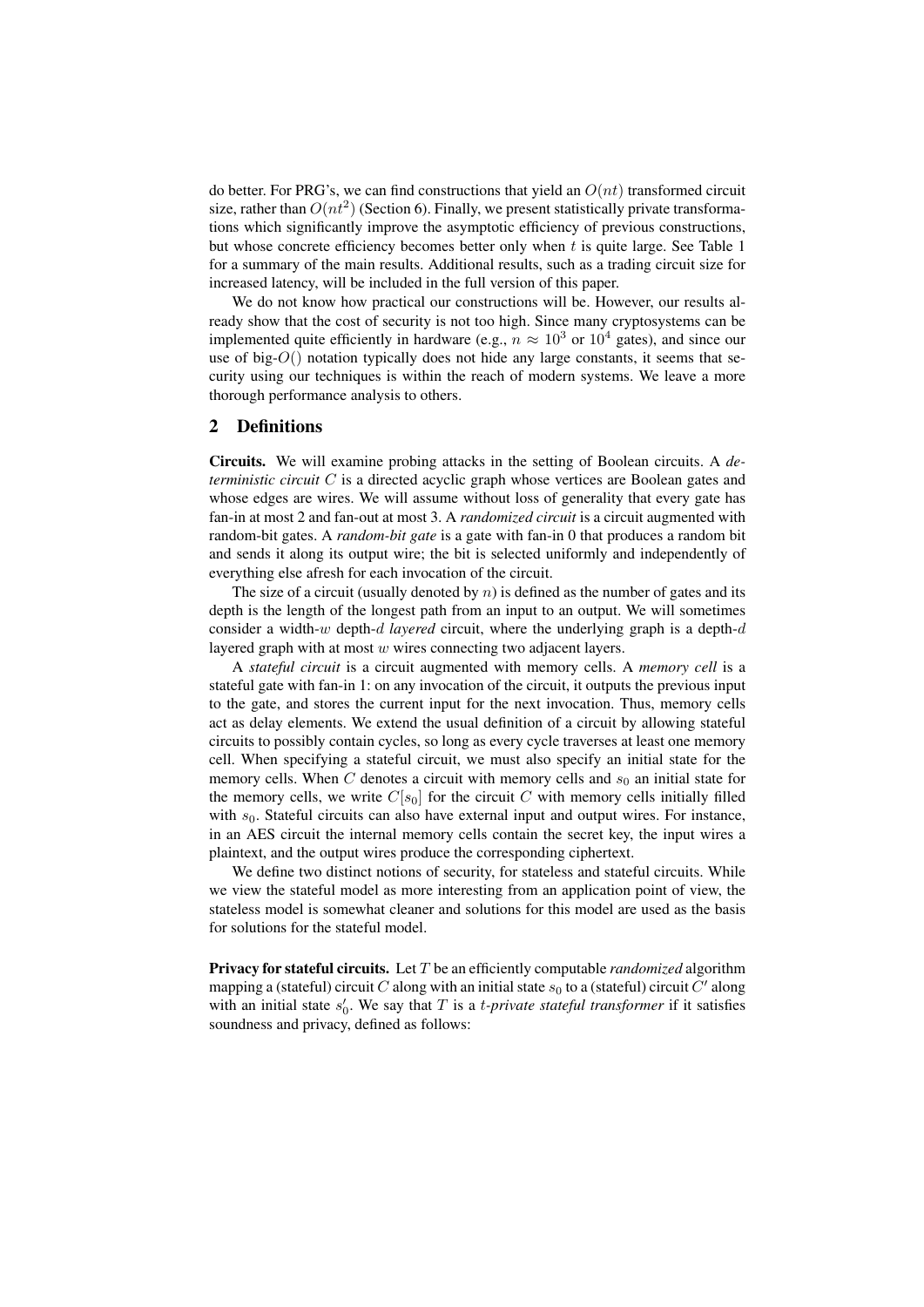do better. For PRG's, we can find constructions that yield an $O(nt)$ transformed circuit size, rather than $O(nt^2)$ (Section 6). Finally, we present statistically private transformations which significantly improve the asymptotic efficiency of previous constructions, but whose concrete efficiency becomes better only when $t$ is quite large. See Table 1 for a summary of the main results. Additional results, such as a trading circuit size for increased latency, will be included in the full version of this paper.

We do not know how practical our constructions will be. However, our results already show that the cost of security is not too high. Since many cryptosystems can be implemented quite efficiently in hardware (e.g., $n \approx 10^3$ or $10^4$ gates), and since our use of big-$O()$ notation typically does not hide any large constants, it seems that security using our techniques is within the reach of modern systems. We leave a more thorough performance analysis to others.

## 2 Definitions

**Circuits.** We will examine probing attacks in the setting of Boolean circuits. A *deterministic circuit* $C$ is a directed acyclic graph whose vertices are Boolean gates and whose edges are wires. We will assume without loss of generality that every gate has fan-in at most 2 and fan-out at most 3. A *randomized circuit* is a circuit augmented with random-bit gates. A *random-bit gate* is a gate with fan-in 0 that produces a random bit and sends it along its output wire; the bit is selected uniformly and independently of everything else afresh for each invocation of the circuit.

The size of a circuit (usually denoted by $n$) is defined as the number of gates and its depth is the length of the longest path from an input to an output. We will sometimes consider a width-$w$ depth-$d$ *layered* circuit, where the underlying graph is a depth-$d$ layered graph with at most $w$ wires connecting two adjacent layers.

A *stateful circuit* is a circuit augmented with memory cells. A *memory cell* is a stateful gate with fan-in 1: on any invocation of the circuit, it outputs the previous input to the gate, and stores the current input for the next invocation. Thus, memory cells act as delay elements. We extend the usual definition of a circuit by allowing stateful circuits to possibly contain cycles, so long as every cycle traverses at least one memory cell. When specifying a stateful circuit, we must also specify an initial state for the memory cells. When $C$ denotes a circuit with memory cells and $s_0$ an initial state for the memory cells, we write $C[s_0]$ for the circuit $C$ with memory cells initially filled with $s_0$. Stateful circuits can also have external input and output wires. For instance, in an AES circuit the internal memory cells contain the secret key, the input wires a plaintext, and the output wires produce the corresponding ciphertext.

We define two distinct notions of security, for stateless and stateful circuits. While we view the stateful model as more interesting from an application point of view, the stateless model is somewhat cleaner and solutions for this model are used as the basis for solutions for the stateful model.

**Privacy for stateful circuits.** Let $T$ be an efficiently computable *randomized* algorithm mapping a (stateful) circuit $C$ along with an initial state $s_0$ to a (stateful) circuit $C'$ along with an initial state $s'_0$. We say that $T$ is a *$t$-private stateful transformer* if it satisfies soundness and privacy, defined as follows: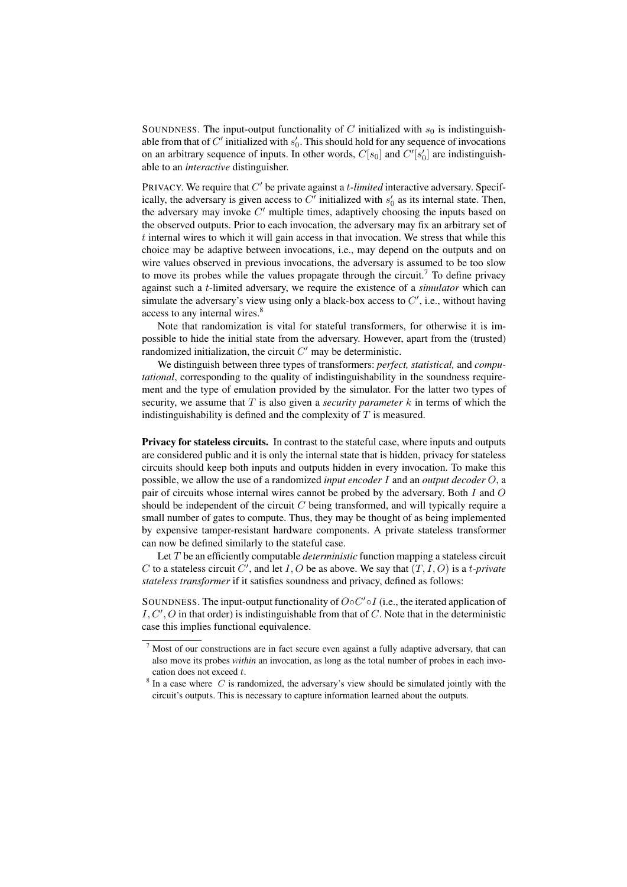SOUNDNESS. The input-output functionality of $C$ initialized with $s_0$ is indistinguishable from that of $C'$ initialized with $s'_0$. This should hold for any sequence of invocations on an arbitrary sequence of inputs. In other words, $C[s_0]$ and $C'[s'_0]$ are indistinguishable to an *interactive* distinguisher.

PRIVACY. We require that $C'$ be private against a $t$*-limited* interactive adversary. Specifically, the adversary is given access to $C'$ initialized with $s'_0$ as its internal state. Then, the adversary may invoke $C'$ multiple times, adaptively choosing the inputs based on the observed outputs. Prior to each invocation, the adversary may fix an arbitrary set of $t$ internal wires to which it will gain access in that invocation. We stress that while this choice may be adaptive between invocations, i.e., may depend on the outputs and on wire values observed in previous invocations, the adversary is assumed to be too slow to move its probes while the values propagate through the circuit.[7] To define privacy against such a $t$-limited adversary, we require the existence of a *simulator* which can simulate the adversary's view using only a black-box access to $C'$, i.e., without having access to any internal wires.[8]

Note that randomization is vital for stateful transformers, for otherwise it is impossible to hide the initial state from the adversary. However, apart from the (trusted) randomized initialization, the circuit $C'$ may be deterministic.

We distinguish between three types of transformers: *perfect, statistical,* and *computational*, corresponding to the quality of indistinguishability in the soundness requirement and the type of emulation provided by the simulator. For the latter two types of security, we assume that $T$ is also given a *security parameter* $k$ in terms of which the indistinguishability is defined and the complexity of $T$ is measured.

**Privacy for stateless circuits.** In contrast to the stateful case, where inputs and outputs are considered public and it is only the internal state that is hidden, privacy for stateless circuits should keep both inputs and outputs hidden in every invocation. To make this possible, we allow the use of a randomized *input encoder* $I$ and an *output decoder* $O$, a pair of circuits whose internal wires cannot be probed by the adversary. Both $I$ and $O$ should be independent of the circuit $C$ being transformed, and will typically require a small number of gates to compute. Thus, they may be thought of as being implemented by expensive tamper-resistant hardware components. A private stateless transformer can now be defined similarly to the stateful case.

Let $T$ be an efficiently computable *deterministic* function mapping a stateless circuit $C$ to a stateless circuit $C'$, and let $I, O$ be as above. We say that $(T, I, O)$ is a $t$*-private stateless transformer* if it satisfies soundness and privacy, defined as follows:

SOUNDNESS. The input-output functionality of $O \circ C' \circ I$ (i.e., the iterated application of $I, C', O$ in that order) is indistinguishable from that of $C$. Note that in the deterministic case this implies functional equivalence.

[7] Most of our constructions are in fact secure even against a fully adaptive adversary, that can also move its probes *within* an invocation, as long as the total number of probes in each invocation does not exceed $t$.

[8] In a case where $C$ is randomized, the adversary's view should be simulated jointly with the circuit's outputs. This is necessary to capture information learned about the outputs.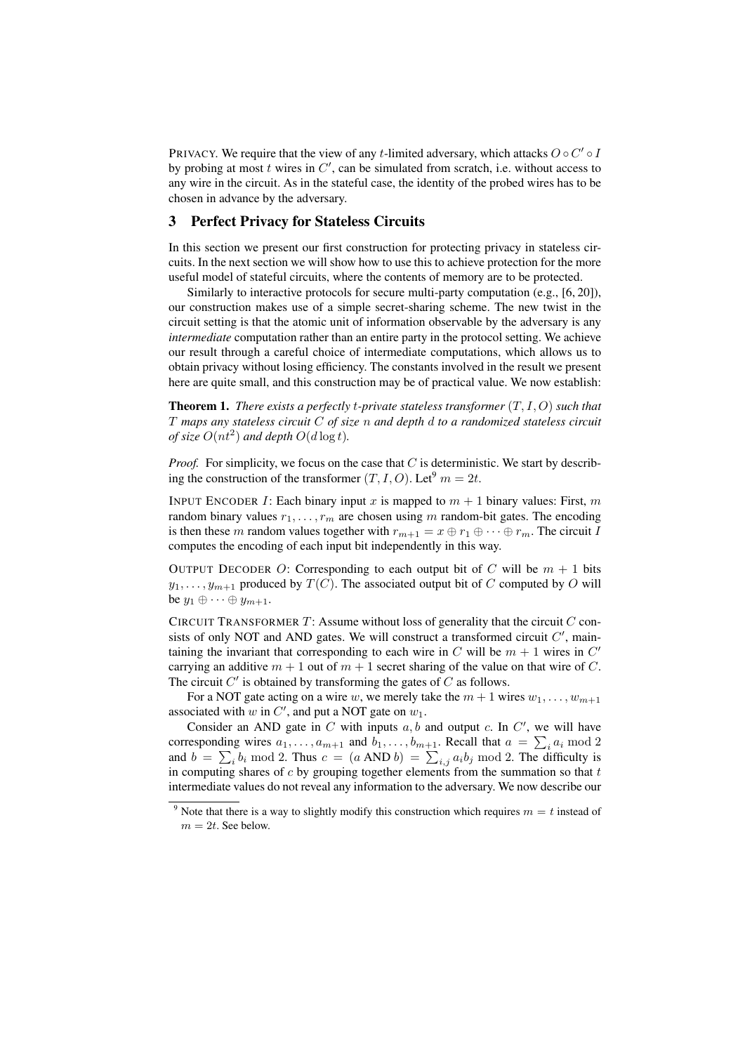PRIVACY. We require that the view of any $t$-limited adversary, which attacks $O \circ C' \circ I$ by probing at most $t$ wires in $C'$, can be simulated from scratch, i.e. without access to any wire in the circuit. As in the stateful case, the identity of the probed wires has to be chosen in advance by the adversary.

## 3 Perfect Privacy for Stateless Circuits

In this section we present our first construction for protecting privacy in stateless circuits. In the next section we will show how to use this to achieve protection for the more useful model of stateful circuits, where the contents of memory are to be protected.

Similarly to interactive protocols for secure multi-party computation (e.g., [6, 20]), our construction makes use of a simple secret-sharing scheme. The new twist in the circuit setting is that the atomic unit of information observable by the adversary is any *intermediate* computation rather than an entire party in the protocol setting. We achieve our result through a careful choice of intermediate computations, which allows us to obtain privacy without losing efficiency. The constants involved in the result we present here are quite small, and this construction may be of practical value. We now establish:

**Theorem 1.** *There exists a perfectly $t$-private stateless transformer $(T, I, O)$ such that $T$ maps any stateless circuit $C$ of size $n$ and depth $d$ to a randomized stateless circuit of size $O(nt^2)$ and depth $O(d \log t)$.*

*Proof.* For simplicity, we focus on the case that $C$ is deterministic. We start by describing the construction of the transformer $(T, I, O)$. Let[9] $m = 2t$.

INPUT ENCODER $I$: Each binary input $x$ is mapped to $m + 1$ binary values: First, $m$ random binary values $r_1, \ldots, r_m$ are chosen using $m$ random-bit gates. The encoding is then these $m$ random values together with $r_{m+1} = x \oplus r_1 \oplus \cdots \oplus r_m$. The circuit $I$ computes the encoding of each input bit independently in this way.

OUTPUT DECODER $O$: Corresponding to each output bit of $C$ will be $m + 1$ bits $y_1, \ldots, y_{m+1}$ produced by $T(C)$. The associated output bit of $C$ computed by $O$ will be $y_1 \oplus \cdots \oplus y_{m+1}$.

CIRCUIT TRANSFORMER $T$: Assume without loss of generality that the circuit $C$ consists of only NOT and AND gates. We will construct a transformed circuit $C'$, maintaining the invariant that corresponding to each wire in $C$ will be $m + 1$ wires in $C'$ carrying an additive $m + 1$ out of $m + 1$ secret sharing of the value on that wire of $C$. The circuit $C'$ is obtained by transforming the gates of $C$ as follows.

For a NOT gate acting on a wire $w$, we merely take the $m + 1$ wires $w_1, \ldots, w_{m+1}$ associated with $w$ in $C'$, and put a NOT gate on $w_1$.

Consider an AND gate in $C$ with inputs $a, b$ and output $c$. In $C'$, we will have corresponding wires $a_1, \ldots, a_{m+1}$ and $b_1, \ldots, b_{m+1}$. Recall that $a = \sum_i a_i \bmod 2$ and $b = \sum_i b_i \bmod 2$. Thus $c = (a \text{ AND } b) = \sum_{i,j} a_i b_j \bmod 2$. The difficulty is in computing shares of $c$ by grouping together elements from the summation so that $t$ intermediate values do not reveal any information to the adversary. We now describe our

[9] Note that there is a way to slightly modify this construction which requires $m = t$ instead of $m = 2t$. See below.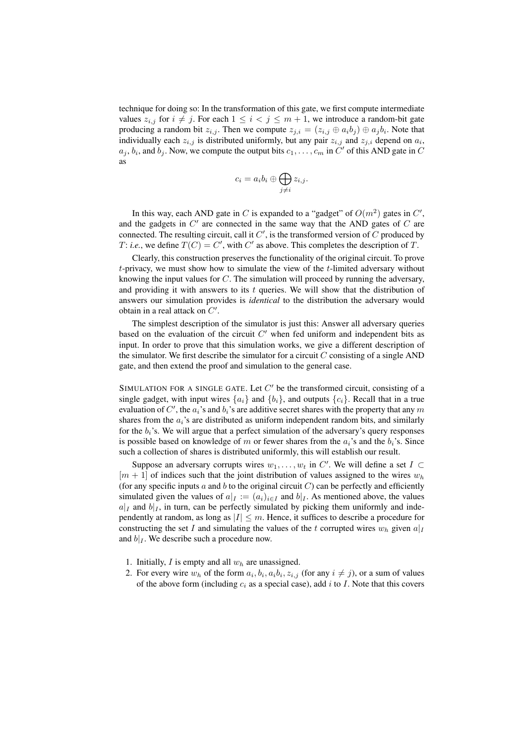technique for doing so: In the transformation of this gate, we first compute intermediate values $z_{i,j}$ for $i \neq j$. For each $1 \leq i < j \leq m+1$, we introduce a random-bit gate producing a random bit $z_{i,j}$. Then we compute $z_{j,i} = (z_{i,j} \oplus a_i b_j) \oplus a_j b_i$. Note that individually each $z_{i,j}$ is distributed uniformly, but any pair $z_{i,j}$ and $z_{j,i}$ depend on $a_i$, $a_j$, $b_i$, and $b_j$. Now, we compute the output bits $c_1, \ldots, c_m$ in $C'$ of this AND gate in $C$ as

$$c_i = a_i b_i \oplus \bigoplus_{j \neq i} z_{i,j}.$$

In this way, each AND gate in $C$ is expanded to a "gadget" of $O(m^2)$ gates in $C'$, and the gadgets in $C'$ are connected in the same way that the AND gates of $C$ are connected. The resulting circuit, call it $C'$, is the transformed version of $C$ produced by $T$: *i.e.*, we define $T(C) = C'$, with $C'$ as above. This completes the description of $T$.

Clearly, this construction preserves the functionality of the original circuit. To prove $t$-privacy, we must show how to simulate the view of the $t$-limited adversary without knowing the input values for $C$. The simulation will proceed by running the adversary, and providing it with answers to its $t$ queries. We will show that the distribution of answers our simulation provides is *identical* to the distribution the adversary would obtain in a real attack on $C'$.

The simplest description of the simulator is just this: Answer all adversary queries based on the evaluation of the circuit $C'$ when fed uniform and independent bits as input. In order to prove that this simulation works, we give a different description of the simulator. We first describe the simulator for a circuit $C$ consisting of a single AND gate, and then extend the proof and simulation to the general case.

SIMULATION FOR A SINGLE GATE. Let $C'$ be the transformed circuit, consisting of a single gadget, with input wires $\{a_i\}$ and $\{b_i\}$, and outputs $\{c_i\}$. Recall that in a true evaluation of $C'$, the $a_i$'s and $b_i$'s are additive secret shares with the property that any $m$ shares from the $a_i$'s are distributed as uniform independent random bits, and similarly for the $b_i$'s. We will argue that a perfect simulation of the adversary's query responses is possible based on knowledge of $m$ or fewer shares from the $a_i$'s and the $b_i$'s. Since such a collection of shares is distributed uniformly, this will establish our result.

Suppose an adversary corrupts wires $w_1, \ldots, w_t$ in $C'$. We will define a set $I \subset [m+1]$ of indices such that the joint distribution of values assigned to the wires $w_h$ (for any specific inputs $a$ and $b$ to the original circuit $C$) can be perfectly and efficiently simulated given the values of $a|_I := (a_i)_{i \in I}$ and $b|_I$. As mentioned above, the values $a|_I$ and $b|_I$, in turn, can be perfectly simulated by picking them uniformly and independently at random, as long as $|I| \leq m$. Hence, it suffices to describe a procedure for constructing the set $I$ and simulating the values of the $t$ corrupted wires $w_h$ given $a|_I$ and $b|_I$. We describe such a procedure now.

1. Initially, $I$ is empty and all $w_h$ are unassigned.
2. For every wire $w_h$ of the form $a_i, b_i, a_i b_i, z_{i,j}$ (for any $i \neq j$), or a sum of values of the above form (including $c_i$ as a special case), add $i$ to $I$. Note that this covers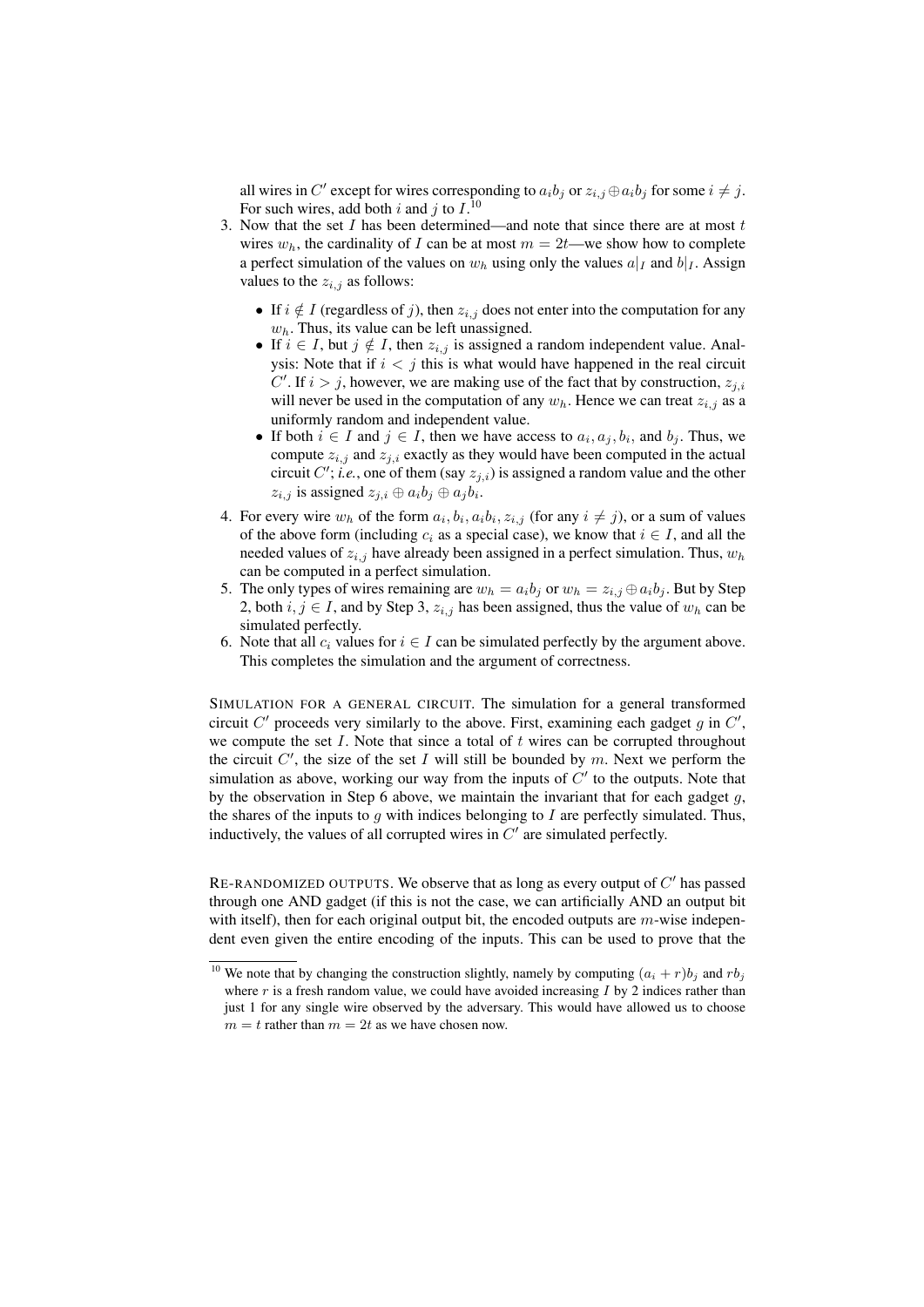all wires in $C'$ except for wires corresponding to $a_i b_j$ or $z_{i,j} \oplus a_i b_j$ for some $i \neq j$. For such wires, add both $i$ and $j$ to $I$.[10]

3. Now that the set $I$ has been determined—and note that since there are at most $t$ wires $w_h$, the cardinality of $I$ can be at most $m = 2t$—we show how to complete a perfect simulation of the values on $w_h$ using only the values $a|_I$ and $b|_I$. Assign values to the $z_{i,j}$ as follows:
   - If $i \notin I$ (regardless of $j$), then $z_{i,j}$ does not enter into the computation for any $w_h$. Thus, its value can be left unassigned.
   - If $i \in I$, but $j \notin I$, then $z_{i,j}$ is assigned a random independent value. Analysis: Note that if $i < j$ this is what would have happened in the real circuit $C'$. If $i > j$, however, we are making use of the fact that by construction, $z_{j,i}$ will never be used in the computation of any $w_h$. Hence we can treat $z_{i,j}$ as a uniformly random and independent value.
   - If both $i \in I$ and $j \in I$, then we have access to $a_i, a_j, b_i$, and $b_j$. Thus, we compute $z_{i,j}$ and $z_{j,i}$ exactly as they would have been computed in the actual circuit $C'$; *i.e.*, one of them (say $z_{j,i}$) is assigned a random value and the other $z_{i,j}$ is assigned $z_{j,i} \oplus a_i b_j \oplus a_j b_i$.
4. For every wire $w_h$ of the form $a_i, b_i, a_i b_i, z_{i,j}$ (for any $i \neq j$), or a sum of values of the above form (including $c_i$ as a special case), we know that $i \in I$, and all the needed values of $z_{i,j}$ have already been assigned in a perfect simulation. Thus, $w_h$ can be computed in a perfect simulation.
5. The only types of wires remaining are $w_h = a_i b_j$ or $w_h = z_{i,j} \oplus a_i b_j$. But by Step 2, both $i, j \in I$, and by Step 3, $z_{i,j}$ has been assigned, thus the value of $w_h$ can be simulated perfectly.
6. Note that all $c_i$ values for $i \in I$ can be simulated perfectly by the argument above. This completes the simulation and the argument of correctness.

SIMULATION FOR A GENERAL CIRCUIT. The simulation for a general transformed circuit $C'$ proceeds very similarly to the above. First, examining each gadget $g$ in $C'$, we compute the set $I$. Note that since a total of $t$ wires can be corrupted throughout the circuit $C'$, the size of the set $I$ will still be bounded by $m$. Next we perform the simulation as above, working our way from the inputs of $C'$ to the outputs. Note that by the observation in Step 6 above, we maintain the invariant that for each gadget $g$, the shares of the inputs to $g$ with indices belonging to $I$ are perfectly simulated. Thus, inductively, the values of all corrupted wires in $C'$ are simulated perfectly.

RE-RANDOMIZED OUTPUTS. We observe that as long as every output of $C'$ has passed through one AND gadget (if this is not the case, we can artificially AND an output bit with itself), then for each original output bit, the encoded outputs are $m$-wise independent even given the entire encoding of the inputs. This can be used to prove that the

[10] We note that by changing the construction slightly, namely by computing $(a_i + r)b_j$ and $rb_j$ where $r$ is a fresh random value, we could have avoided increasing $I$ by 2 indices rather than just 1 for any single wire observed by the adversary. This would have allowed us to choose $m = t$ rather than $m = 2t$ as we have chosen now.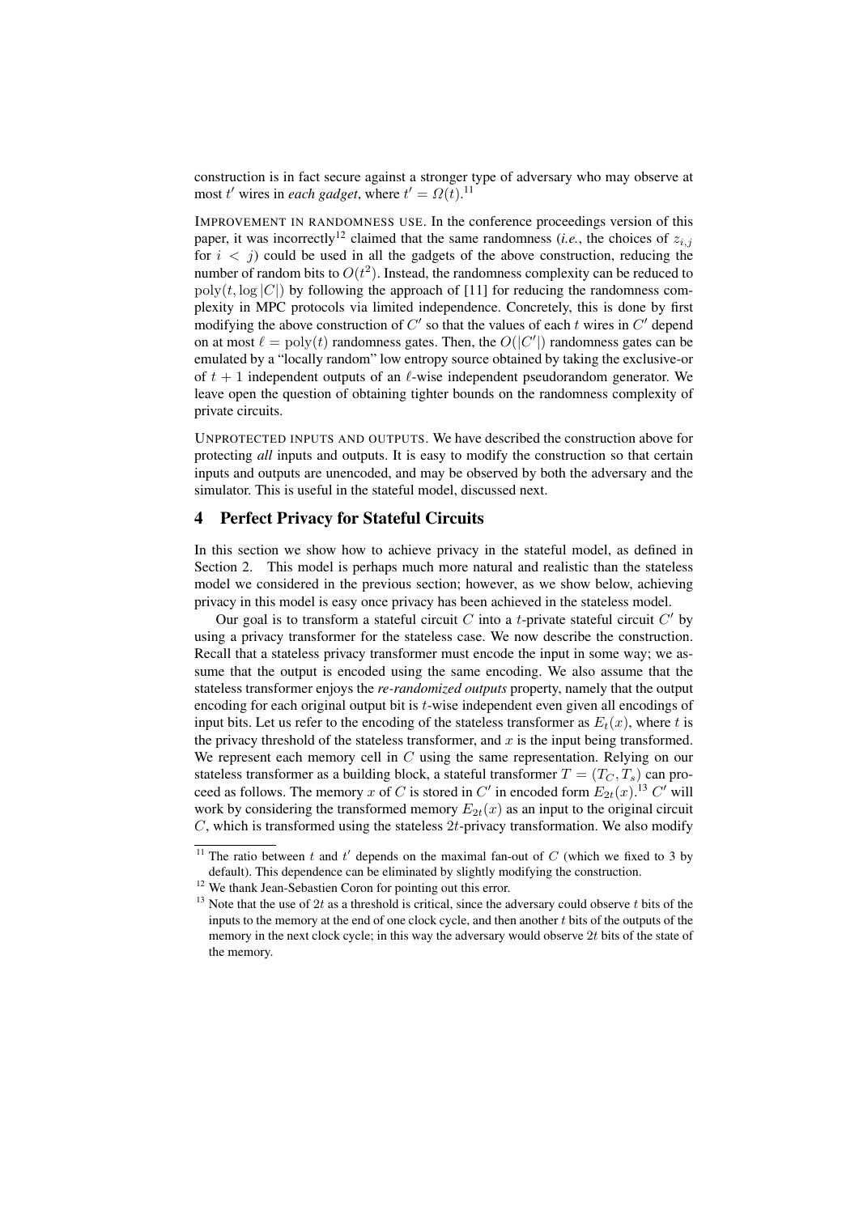construction is in fact secure against a stronger type of adversary who may observe at most $t'$ wires in *each gadget*, where $t' = \Omega(t)$.[11]

IMPROVEMENT IN RANDOMNESS USE. In the conference proceedings version of this paper, it was incorrectly[12] claimed that the same randomness (*i.e.*, the choices of $z_{i,j}$ for $i < j$) could be used in all the gadgets of the above construction, reducing the number of random bits to $O(t^2)$. Instead, the randomness complexity can be reduced to $\mathrm{poly}(t, \log |C|)$ by following the approach of [11] for reducing the randomness complexity in MPC protocols via limited independence. Concretely, this is done by first modifying the above construction of $C'$ so that the values of each $t$ wires in $C'$ depend on at most $\ell = \mathrm{poly}(t)$ randomness gates. Then, the $O(|C'|)$ randomness gates can be emulated by a "locally random" low entropy source obtained by taking the exclusive-or of $t + 1$ independent outputs of an $\ell$-wise independent pseudorandom generator. We leave open the question of obtaining tighter bounds on the randomness complexity of private circuits.

UNPROTECTED INPUTS AND OUTPUTS. We have described the construction above for protecting *all* inputs and outputs. It is easy to modify the construction so that certain inputs and outputs are unencoded, and may be observed by both the adversary and the simulator. This is useful in the stateful model, discussed next.

## 4 Perfect Privacy for Stateful Circuits

In this section we show how to achieve privacy in the stateful model, as defined in Section 2. This model is perhaps much more natural and realistic than the stateless model we considered in the previous section; however, as we show below, achieving privacy in this model is easy once privacy has been achieved in the stateless model.

Our goal is to transform a stateful circuit $C$ into a $t$-private stateful circuit $C'$ by using a privacy transformer for the stateless case. We now describe the construction. Recall that a stateless privacy transformer must encode the input in some way; we assume that the output is encoded using the same encoding. We also assume that the stateless transformer enjoys the *re-randomized outputs* property, namely that the output encoding for each original output bit is $t$-wise independent even given all encodings of input bits. Let us refer to the encoding of the stateless transformer as $E_t(x)$, where $t$ is the privacy threshold of the stateless transformer, and $x$ is the input being transformed. We represent each memory cell in $C$ using the same representation. Relying on our stateless transformer as a building block, a stateful transformer $T = (T_C, T_s)$ can proceed as follows. The memory $x$ of $C$ is stored in $C'$ in encoded form $E_{2t}(x)$.[13] $C'$ will work by considering the transformed memory $E_{2t}(x)$ as an input to the original circuit $C$, which is transformed using the stateless $2t$-privacy transformation. We also modify

[11] The ratio between $t$ and $t'$ depends on the maximal fan-out of $C$ (which we fixed to 3 by default). This dependence can be eliminated by slightly modifying the construction.

[12] We thank Jean-Sebastien Coron for pointing out this error.

[13] Note that the use of $2t$ as a threshold is critical, since the adversary could observe $t$ bits of the inputs to the memory at the end of one clock cycle, and then another $t$ bits of the outputs of the memory in the next clock cycle; in this way the adversary would observe $2t$ bits of the state of the memory.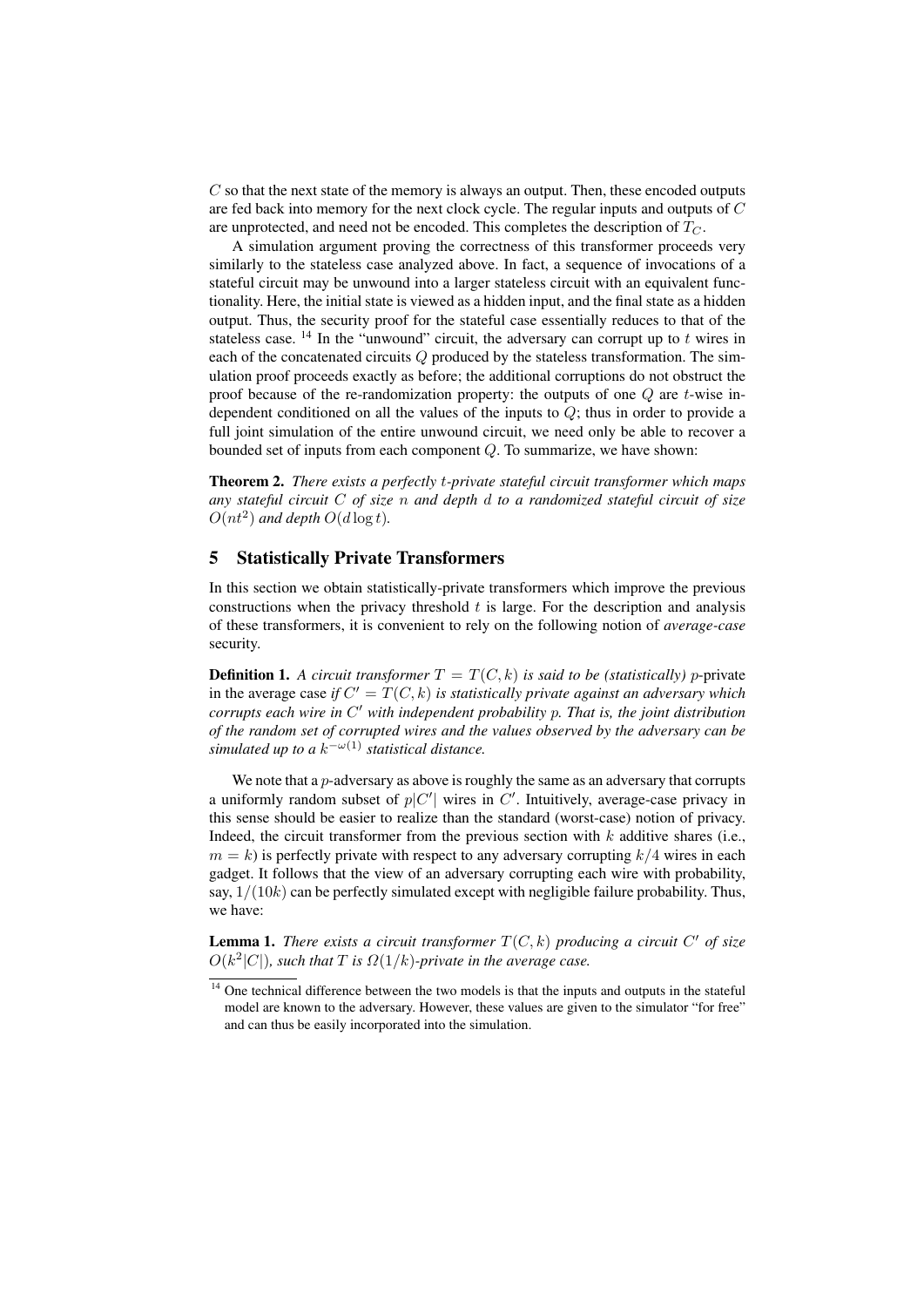$C$ so that the next state of the memory is always an output. Then, these encoded outputs are fed back into memory for the next clock cycle. The regular inputs and outputs of $C$ are unprotected, and need not be encoded. This completes the description of $T_C$.

A simulation argument proving the correctness of this transformer proceeds very similarly to the stateless case analyzed above. In fact, a sequence of invocations of a stateful circuit may be unwound into a larger stateless circuit with an equivalent functionality. Here, the initial state is viewed as a hidden input, and the final state as a hidden output. Thus, the security proof for the stateful case essentially reduces to that of the stateless case. [14] In the "unwound" circuit, the adversary can corrupt up to $t$ wires in each of the concatenated circuits $Q$ produced by the stateless transformation. The simulation proof proceeds exactly as before; the additional corruptions do not obstruct the proof because of the re-randomization property: the outputs of one $Q$ are $t$-wise independent conditioned on all the values of the inputs to $Q$; thus in order to provide a full joint simulation of the entire unwound circuit, we need only be able to recover a bounded set of inputs from each component $Q$. To summarize, we have shown:

**Theorem 2.** *There exists a perfectly $t$-private stateful circuit transformer which maps any stateful circuit $C$ of size $n$ and depth $d$ to a randomized stateful circuit of size $O(nt^2)$ and depth $O(d \log t)$.*

## 5 Statistically Private Transformers

In this section we obtain statistically-private transformers which improve the previous constructions when the privacy threshold $t$ is large. For the description and analysis of these transformers, it is convenient to rely on the following notion of *average-case* security.

**Definition 1.** *A circuit transformer $T = T(C, k)$ is said to be (statistically) $p$-*private *in the average case* *if $C' = T(C, k)$ is statistically private against an adversary which corrupts each wire in $C'$ with independent probability $p$. That is, the joint distribution of the random set of corrupted wires and the values observed by the adversary can be simulated up to a $k^{-\omega(1)}$ statistical distance.*

We note that a $p$-adversary as above is roughly the same as an adversary that corrupts a uniformly random subset of $p|C'|$ wires in $C'$. Intuitively, average-case privacy in this sense should be easier to realize than the standard (worst-case) notion of privacy. Indeed, the circuit transformer from the previous section with $k$ additive shares (i.e., $m = k$) is perfectly private with respect to any adversary corrupting $k/4$ wires in each gadget. It follows that the view of an adversary corrupting each wire with probability, say, $1/(10k)$ can be perfectly simulated except with negligible failure probability. Thus, we have:

**Lemma 1.** *There exists a circuit transformer $T(C, k)$ producing a circuit $C'$ of size $O(k^2|C|)$, such that $T$ is $\Omega(1/k)$-private in the average case.*

[14] One technical difference between the two models is that the inputs and outputs in the stateful model are known to the adversary. However, these values are given to the simulator "for free" and can thus be easily incorporated into the simulation.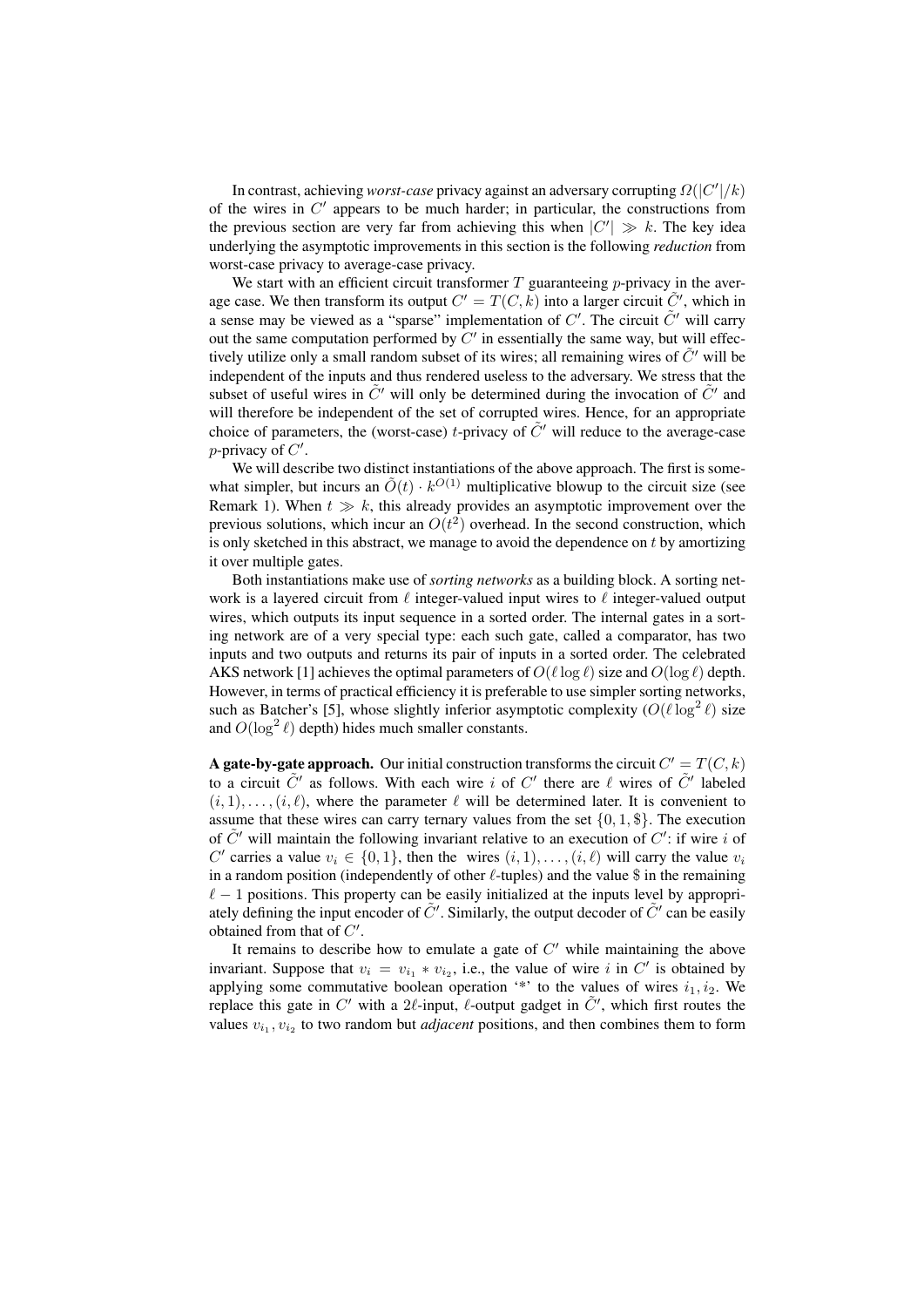In contrast, achieving *worst-case* privacy against an adversary corrupting $\Omega(|C'|/k)$ of the wires in $C'$ appears to be much harder; in particular, the constructions from the previous section are very far from achieving this when $|C'| \gg k$. The key idea underlying the asymptotic improvements in this section is the following *reduction* from worst-case privacy to average-case privacy.

We start with an efficient circuit transformer $T$ guaranteeing $p$-privacy in the average case. We then transform its output $C' = T(C, k)$ into a larger circuit $\tilde{C}'$, which in a sense may be viewed as a "sparse" implementation of $C'$. The circuit $\tilde{C}'$ will carry out the same computation performed by $C'$ in essentially the same way, but will effectively utilize only a small random subset of its wires; all remaining wires of $\tilde{C}'$ will be independent of the inputs and thus rendered useless to the adversary. We stress that the subset of useful wires in $\tilde{C}'$ will only be determined during the invocation of $\tilde{C}'$ and will therefore be independent of the set of corrupted wires. Hence, for an appropriate choice of parameters, the (worst-case) $t$-privacy of $\tilde{C}'$ will reduce to the average-case $p$-privacy of $C'$.

We will describe two distinct instantiations of the above approach. The first is somewhat simpler, but incurs an $\tilde{O}(t) \cdot k^{O(1)}$ multiplicative blowup to the circuit size (see Remark 1). When $t \gg k$, this already provides an asymptotic improvement over the previous solutions, which incur an $O(t^2)$ overhead. In the second construction, which is only sketched in this abstract, we manage to avoid the dependence on $t$ by amortizing it over multiple gates.

Both instantiations make use of *sorting networks* as a building block. A sorting network is a layered circuit from $\ell$ integer-valued input wires to $\ell$ integer-valued output wires, which outputs its input sequence in a sorted order. The internal gates in a sorting network are of a very special type: each such gate, called a comparator, has two inputs and two outputs and returns its pair of inputs in a sorted order. The celebrated AKS network [1] achieves the optimal parameters of $O(\ell \log \ell)$ size and $O(\log \ell)$ depth. However, in terms of practical efficiency it is preferable to use simpler sorting networks, such as Batcher's [5], whose slightly inferior asymptotic complexity ($O(\ell \log^2 \ell)$ size and $O(\log^2 \ell)$ depth) hides much smaller constants.

**A gate-by-gate approach.** Our initial construction transforms the circuit $C' = T(C, k)$ to a circuit $\tilde{C}'$ as follows. With each wire $i$ of $C'$ there are $\ell$ wires of $\tilde{C}'$ labeled $(i, 1), \ldots, (i, \ell)$, where the parameter $\ell$ will be determined later. It is convenient to assume that these wires can carry ternary values from the set $\{0, 1, \$\}$. The execution of $\tilde{C}'$ will maintain the following invariant relative to an execution of $C'$: if wire $i$ of $C'$ carries a value $v_i \in \{0, 1\}$, then the wires $(i, 1), \ldots, (i, \ell)$ will carry the value $v_i$ in a random position (independently of other $\ell$-tuples) and the value \$ in the remaining $\ell - 1$ positions. This property can be easily initialized at the inputs level by appropriately defining the input encoder of $\tilde{C}'$. Similarly, the output decoder of $\tilde{C}'$ can be easily obtained from that of $C'$.

It remains to describe how to emulate a gate of $C'$ while maintaining the above invariant. Suppose that $v_i = v_{i_1} * v_{i_2}$, i.e., the value of wire $i$ in $C'$ is obtained by applying some commutative boolean operation '*' to the values of wires $i_1, i_2$. We replace this gate in $C'$ with a $2\ell$-input, $\ell$-output gadget in $\tilde{C}'$, which first routes the values $v_{i_1}, v_{i_2}$ to two random but *adjacent* positions, and then combines them to form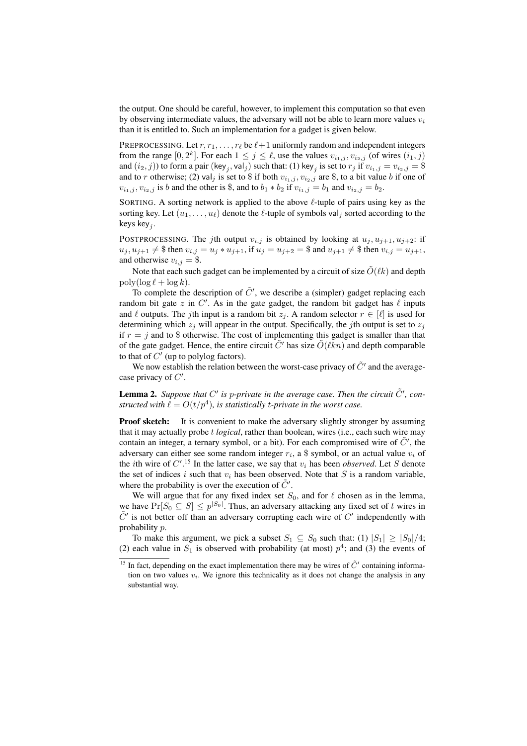the output. One should be careful, however, to implement this computation so that even by observing intermediate values, the adversary will not be able to learn more values $v_i$ than it is entitled to. Such an implementation for a gadget is given below.

PREPROCESSING. Let $r, r_1, \ldots, r_\ell$ be $\ell+1$ uniformly random and independent integers from the range $[0, 2^k]$. For each $1 \le j \le \ell$, use the values $v_{i_1,j}, v_{i_2,j}$ (of wires $(i_1, j)$ and $(i_2, j)$) to form a pair $(\mathsf{key}_j, \mathsf{val}_j)$ such that: (1) $\mathsf{key}_j$ is set to $r_j$ if $v_{i_1,j} = v_{i_2,j} = \$$ and to $r$ otherwise; (2) $\mathsf{val}_j$ is set to \$ if both $v_{i_1,j}, v_{i_2,j}$ are \$, to a bit value $b$ if one of $v_{i_1,j}, v_{i_2,j}$ is $b$ and the other is \$, and to $b_1 * b_2$ if $v_{i_1,j} = b_1$ and $v_{i_2,j} = b_2$.

SORTING. A sorting network is applied to the above $\ell$-tuple of pairs using key as the sorting key. Let $(u_1, \ldots, u_\ell)$ denote the $\ell$-tuple of symbols $\mathsf{val}_j$ sorted according to the keys $\mathsf{key}_j$.

POSTPROCESSING. The $j$th output $v_{i,j}$ is obtained by looking at $u_j, u_{j+1}, u_{j+2}$: if $u_j, u_{j+1} \neq \$$ then $v_{i,j} = u_j * u_{j+1}$, if $u_j = u_{j+2} = \$$ and $u_{j+1} \neq \$$ then $v_{i,j} = u_{j+1}$, and otherwise $v_{i,j} = \$$.

Note that each such gadget can be implemented by a circuit of size $\tilde{O}(\ell k)$ and depth $\mathrm{poly}(\log \ell + \log k)$.

To complete the description of $\tilde{C}'$, we describe a (simpler) gadget replacing each random bit gate $z$ in $C'$. As in the gate gadget, the random bit gadget has $\ell$ inputs and $\ell$ outputs. The $j$th input is a random bit $z_j$. A random selector $r \in [\ell]$ is used for determining which $z_j$ will appear in the output. Specifically, the $j$th output is set to $z_j$ if $r = j$ and to \$ otherwise. The cost of implementing this gadget is smaller than that of the gate gadget. Hence, the entire circuit $\tilde{C}'$ has size $\tilde{O}(\ell k n)$ and depth comparable to that of $C'$ (up to polylog factors).

We now establish the relation between the worst-case privacy of $\tilde{C}'$ and the average-case privacy of $C'$.

**Lemma 2.** *Suppose that $C'$ is $p$-private in the average case. Then the circuit $\tilde{C}'$, constructed with $\ell = O(t/p^4)$, is statistically $t$-private in the worst case.*

**Proof sketch:** It is convenient to make the adversary slightly stronger by assuming that it may actually probe $t$ *logical*, rather than boolean, wires (i.e., each such wire may contain an integer, a ternary symbol, or a bit). For each compromised wire of $\tilde{C}'$, the adversary can either see some random integer $r_i$, a \$ symbol, or an actual value $v_i$ of the $i$th wire of $C'$.[15] In the latter case, we say that $v_i$ has been *observed*. Let $S$ denote the set of indices $i$ such that $v_i$ has been observed. Note that $S$ is a random variable, where the probability is over the execution of $\tilde{C}'$.

We will argue that for any fixed index set $S_0$, and for $\ell$ chosen as in the lemma, we have $\Pr[S_0 \subseteq S] \le p^{|S_0|}$. Thus, an adversary attacking any fixed set of $t$ wires in $\tilde{C}'$ is not better off than an adversary corrupting each wire of $C'$ independently with probability $p$.

To make this argument, we pick a subset $S_1 \subseteq S_0$ such that: (1) $|S_1| \ge |S_0|/4$; (2) each value in $S_1$ is observed with probability (at most) $p^4$; and (3) the events of

[15] In fact, depending on the exact implementation there may be wires of $\tilde{C}'$ containing information on two values $v_i$. We ignore this technicality as it does not change the analysis in any substantial way.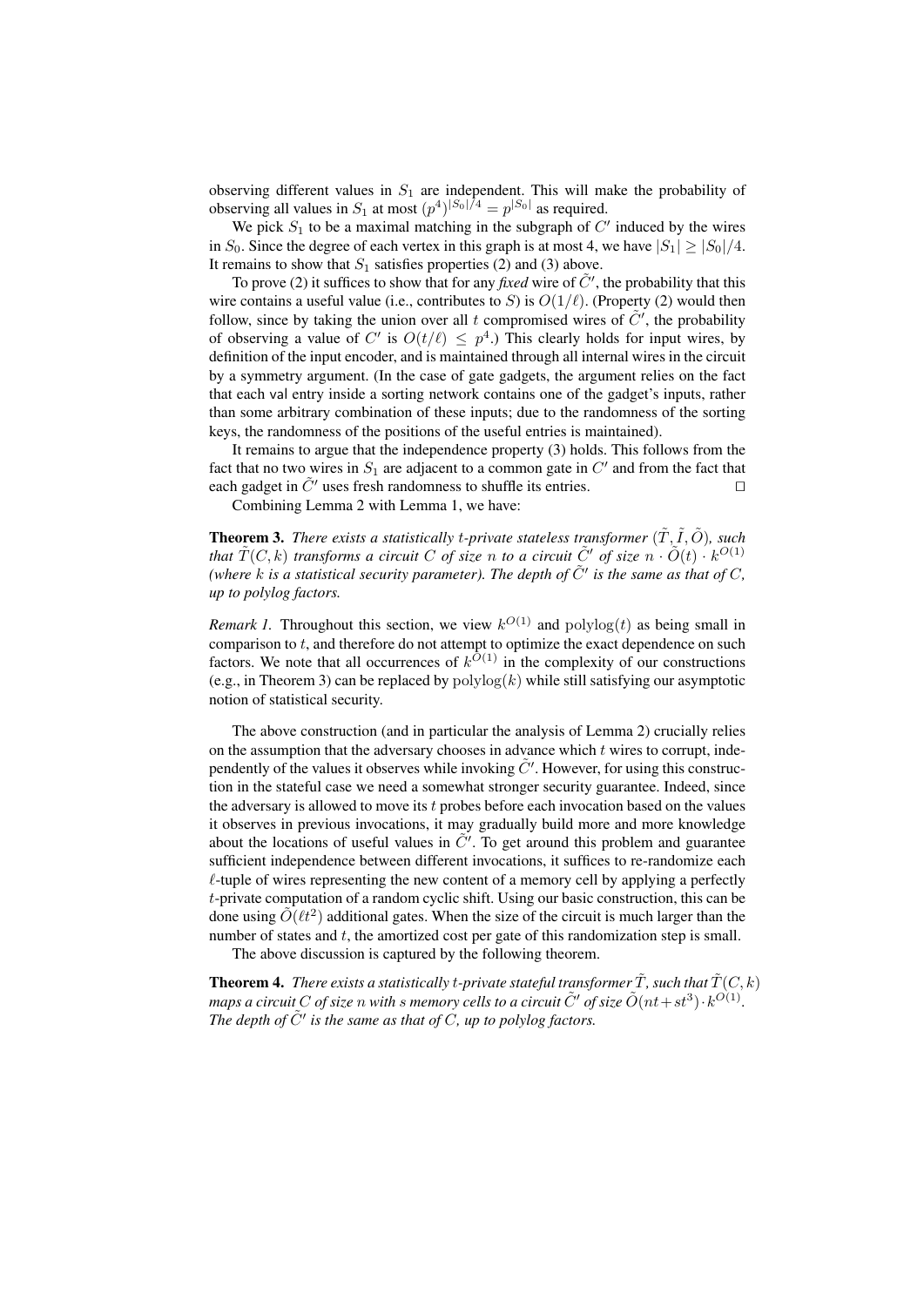observing different values in $S_1$ are independent. This will make the probability of observing all values in $S_1$ at most $(p^4)^{|S_0|/4} = p^{|S_0|}$ as required.

We pick $S_1$ to be a maximal matching in the subgraph of $C'$ induced by the wires in $S_0$. Since the degree of each vertex in this graph is at most 4, we have $|S_1| \geq |S_0|/4$. It remains to show that $S_1$ satisfies properties (2) and (3) above.

To prove (2) it suffices to show that for any *fixed* wire of $\tilde{C}'$, the probability that this wire contains a useful value (i.e., contributes to $S$) is $O(1/\ell)$. (Property (2) would then follow, since by taking the union over all $t$ compromised wires of $\tilde{C}'$, the probability of observing a value of $C'$ is $O(t/\ell) \leq p^4$.) This clearly holds for input wires, by definition of the input encoder, and is maintained through all internal wires in the circuit by a symmetry argument. (In the case of gate gadgets, the argument relies on the fact that each val entry inside a sorting network contains one of the gadget's inputs, rather than some arbitrary combination of these inputs; due to the randomness of the sorting keys, the randomness of the positions of the useful entries is maintained).

It remains to argue that the independence property (3) holds. This follows from the fact that no two wires in $S_1$ are adjacent to a common gate in $C'$ and from the fact that each gadget in $\tilde{C}'$ uses fresh randomness to shuffle its entries. ☐

Combining Lemma 2 with Lemma 1, we have:

**Theorem 3.** *There exists a statistically $t$-private stateless transformer $(\tilde{T}, \tilde{I}, \tilde{O})$, such that $\tilde{T}(C, k)$ transforms a circuit $C$ of size $n$ to a circuit $\tilde{C}'$ of size $n \cdot \tilde{O}(t) \cdot k^{O(1)}$ (where $k$ is a statistical security parameter). The depth of $\tilde{C}'$ is the same as that of $C$, up to polylog factors.*

*Remark 1.* Throughout this section, we view $k^{O(1)}$ and $\mathrm{polylog}(t)$ as being small in comparison to $t$, and therefore do not attempt to optimize the exact dependence on such factors. We note that all occurrences of $k^{O(1)}$ in the complexity of our constructions (e.g., in Theorem 3) can be replaced by $\mathrm{polylog}(k)$ while still satisfying our asymptotic notion of statistical security.

The above construction (and in particular the analysis of Lemma 2) crucially relies on the assumption that the adversary chooses in advance which $t$ wires to corrupt, independently of the values it observes while invoking $\tilde{C}'$. However, for using this construction in the stateful case we need a somewhat stronger security guarantee. Indeed, since the adversary is allowed to move its $t$ probes before each invocation based on the values it observes in previous invocations, it may gradually build more and more knowledge about the locations of useful values in $\tilde{C}'$. To get around this problem and guarantee sufficient independence between different invocations, it suffices to re-randomize each $\ell$-tuple of wires representing the new content of a memory cell by applying a perfectly $t$-private computation of a random cyclic shift. Using our basic construction, this can be done using $\tilde{O}(\ell t^2)$ additional gates. When the size of the circuit is much larger than the number of states and $t$, the amortized cost per gate of this randomization step is small.

The above discussion is captured by the following theorem.

**Theorem 4.** *There exists a statistically $t$-private stateful transformer $\tilde{T}$, such that $\tilde{T}(C, k)$ maps a circuit $C$ of size $n$ with $s$ memory cells to a circuit $\tilde{C}'$ of size $\tilde{O}(nt + st^3) \cdot k^{O(1)}$. The depth of $\tilde{C}'$ is the same as that of $C$, up to polylog factors.*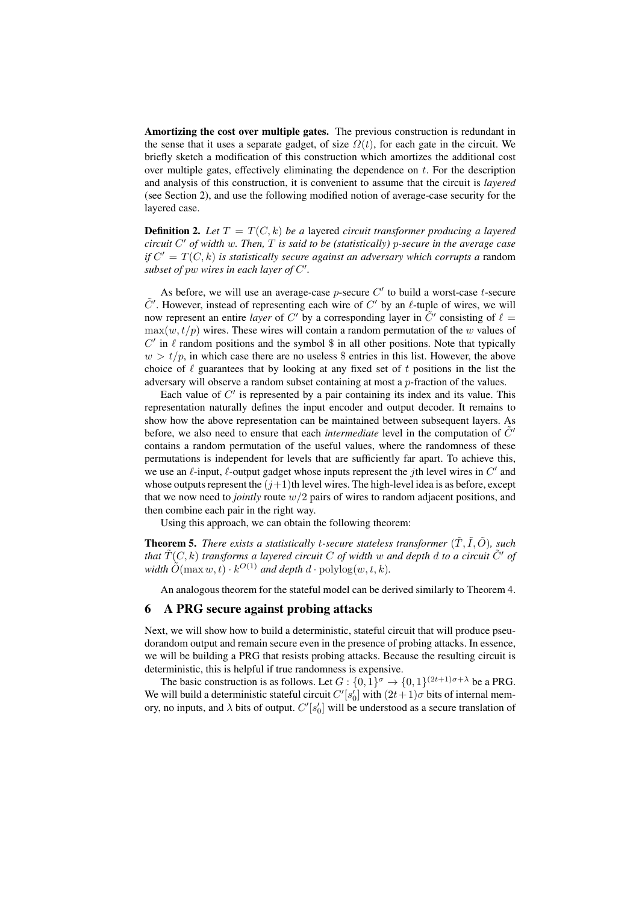**Amortizing the cost over multiple gates.** The previous construction is redundant in the sense that it uses a separate gadget, of size $\Omega(t)$, for each gate in the circuit. We briefly sketch a modification of this construction which amortizes the additional cost over multiple gates, effectively eliminating the dependence on $t$. For the description and analysis of this construction, it is convenient to assume that the circuit is *layered* (see Section 2), and use the following modified notion of average-case security for the layered case.

**Definition 2.** *Let $T = T(C, k)$ be a* layered *circuit transformer producing a layered circuit $C'$ of width $w$. Then, $T$ is said to be (statistically) $p$-secure in the average case if $C' = T(C, k)$ is statistically secure against an adversary which corrupts a* random *subset of $pw$ wires in each layer of $C'$.*

As before, we will use an average-case $p$-secure $C'$ to build a worst-case $t$-secure $\tilde{C}'$. However, instead of representing each wire of $C'$ by an $\ell$-tuple of wires, we will now represent an entire *layer* of $C'$ by a corresponding layer in $\tilde{C}'$ consisting of $\ell = \max(w, t/p)$ wires. These wires will contain a random permutation of the $w$ values of $C'$ in $\ell$ random positions and the symbol \$ in all other positions. Note that typically $w > t/p$, in which case there are no useless \$ entries in this list. However, the above choice of $\ell$ guarantees that by looking at any fixed set of $t$ positions in the list the adversary will observe a random subset containing at most a $p$-fraction of the values.

Each value of $C'$ is represented by a pair containing its index and its value. This representation naturally defines the input encoder and output decoder. It remains to show how the above representation can be maintained between subsequent layers. As before, we also need to ensure that each *intermediate* level in the computation of $\tilde{C}'$ contains a random permutation of the useful values, where the randomness of these permutations is independent for levels that are sufficiently far apart. To achieve this, we use an $\ell$-input, $\ell$-output gadget whose inputs represent the $j$th level wires in $C'$ and whose outputs represent the $(j+1)$th level wires. The high-level idea is as before, except that we now need to *jointly* route $w/2$ pairs of wires to random adjacent positions, and then combine each pair in the right way.

Using this approach, we can obtain the following theorem:

**Theorem 5.** *There exists a statistically $t$-secure stateless transformer $(\tilde{T}, \tilde{I}, \tilde{O})$, such that $\tilde{T}(C, k)$ transforms a layered circuit $C$ of width $w$ and depth $d$ to a circuit $\tilde{C}'$ of width $\tilde{O}(\max w, t) \cdot k^{O(1)}$ and depth $d \cdot \mathrm{polylog}(w, t, k)$.*

An analogous theorem for the stateful model can be derived similarly to Theorem 4.

## 6 A PRG secure against probing attacks

Next, we will show how to build a deterministic, stateful circuit that will produce pseudorandom output and remain secure even in the presence of probing attacks. In essence, we will be building a PRG that resists probing attacks. Because the resulting circuit is deterministic, this is helpful if true randomness is expensive.

The basic construction is as follows. Let $G : \{0,1\}^{\sigma} \rightarrow \{0,1\}^{(2t+1)\sigma+\lambda}$ be a PRG. We will build a deterministic stateful circuit $C'[s'_0]$ with $(2t+1)\sigma$ bits of internal memory, no inputs, and $\lambda$ bits of output. $C'[s'_0]$ will be understood as a secure translation of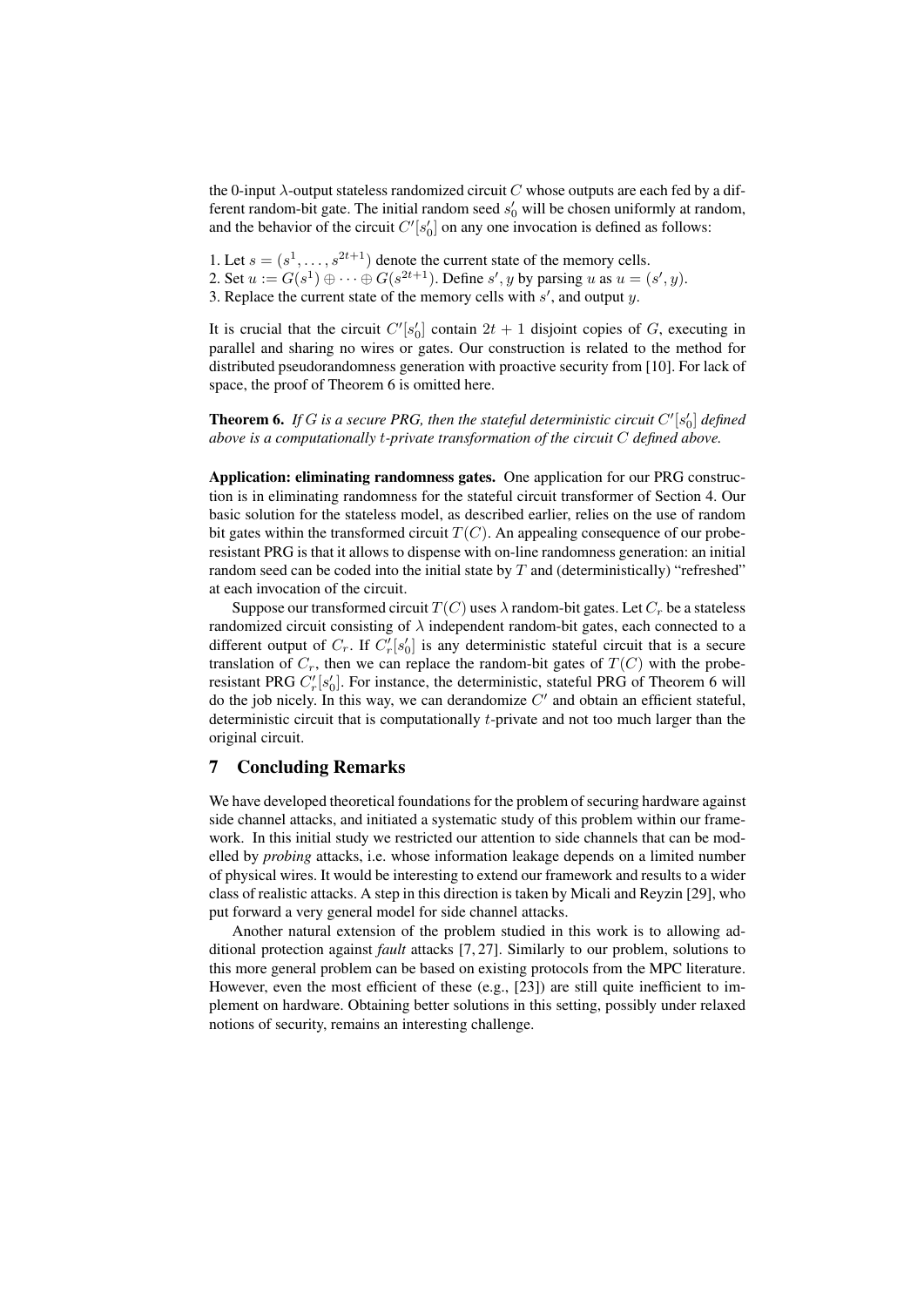the 0-input $\lambda$-output stateless randomized circuit $C$ whose outputs are each fed by a different random-bit gate. The initial random seed $s'_0$ will be chosen uniformly at random, and the behavior of the circuit $C'[s'_0]$ on any one invocation is defined as follows:

1. Let $s = (s^1, \ldots, s^{2t+1})$ denote the current state of the memory cells.
2. Set $u := G(s^1) \oplus \cdots \oplus G(s^{2t+1})$. Define $s', y$ by parsing $u$ as $u = (s', y)$.
3. Replace the current state of the memory cells with $s'$, and output $y$.

It is crucial that the circuit $C'[s'_0]$ contain $2t + 1$ disjoint copies of $G$, executing in parallel and sharing no wires or gates. Our construction is related to the method for distributed pseudorandomness generation with proactive security from [10]. For lack of space, the proof of Theorem 6 is omitted here.

**Theorem 6.** *If $G$ is a secure PRG, then the stateful deterministic circuit $C'[s'_0]$ defined above is a computationally $t$-private transformation of the circuit $C$ defined above.*

**Application: eliminating randomness gates.** One application for our PRG construction is in eliminating randomness for the stateful circuit transformer of Section 4. Our basic solution for the stateless model, as described earlier, relies on the use of random bit gates within the transformed circuit $T(C)$. An appealing consequence of our probe-resistant PRG is that it allows to dispense with on-line randomness generation: an initial random seed can be coded into the initial state by $T$ and (deterministically) "refreshed" at each invocation of the circuit.

Suppose our transformed circuit $T(C)$ uses $\lambda$ random-bit gates. Let $C_r$ be a stateless randomized circuit consisting of $\lambda$ independent random-bit gates, each connected to a different output of $C_r$. If $C'_r[s'_0]$ is any deterministic stateful circuit that is a secure translation of $C_r$, then we can replace the random-bit gates of $T(C)$ with the probe-resistant PRG $C'_r[s'_0]$. For instance, the deterministic, stateful PRG of Theorem 6 will do the job nicely. In this way, we can derandomize $C'$ and obtain an efficient stateful, deterministic circuit that is computationally $t$-private and not too much larger than the original circuit.

## 7 Concluding Remarks

We have developed theoretical foundations for the problem of securing hardware against side channel attacks, and initiated a systematic study of this problem within our framework. In this initial study we restricted our attention to side channels that can be modelled by *probing* attacks, i.e. whose information leakage depends on a limited number of physical wires. It would be interesting to extend our framework and results to a wider class of realistic attacks. A step in this direction is taken by Micali and Reyzin [29], who put forward a very general model for side channel attacks.

Another natural extension of the problem studied in this work is to allowing additional protection against *fault* attacks [7, 27]. Similarly to our problem, solutions to this more general problem can be based on existing protocols from the MPC literature. However, even the most efficient of these (e.g., [23]) are still quite inefficient to implement on hardware. Obtaining better solutions in this setting, possibly under relaxed notions of security, remains an interesting challenge.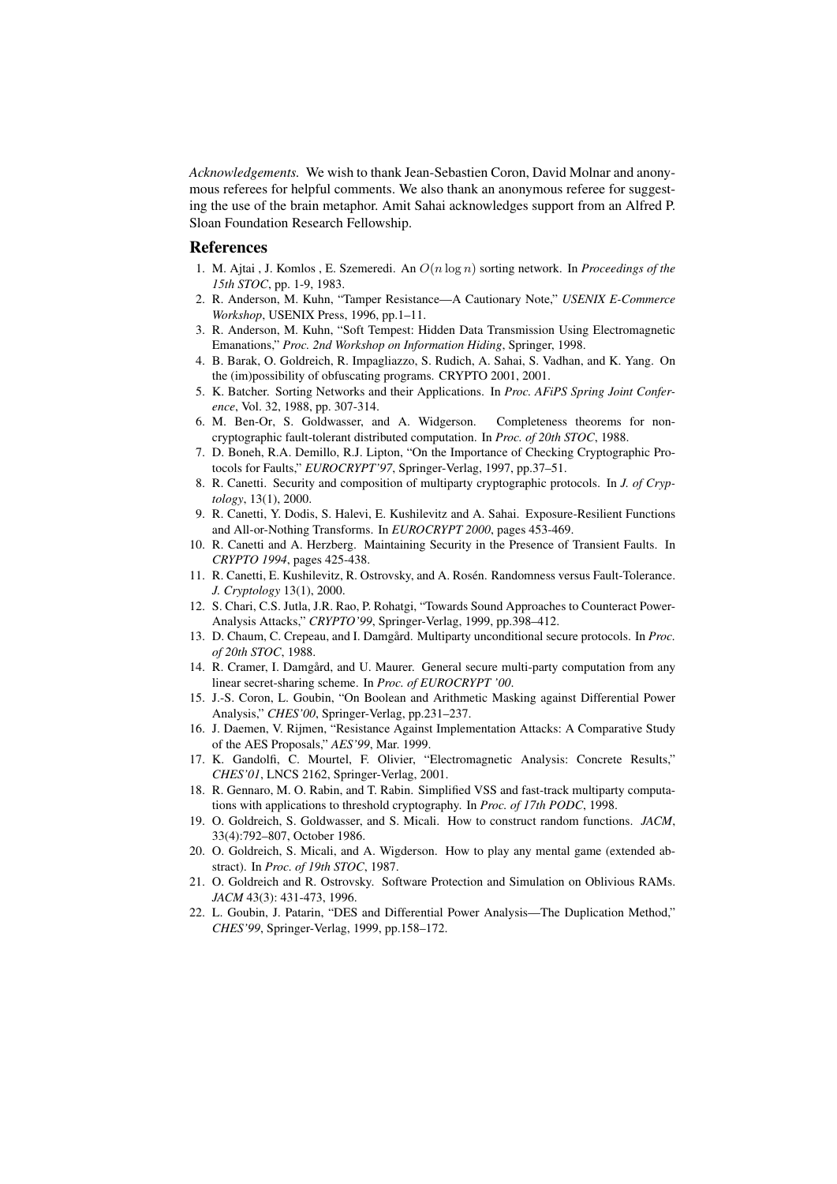*Acknowledgements.* We wish to thank Jean-Sebastien Coron, David Molnar and anonymous referees for helpful comments. We also thank an anonymous referee for suggesting the use of the brain metaphor. Amit Sahai acknowledges support from an Alfred P. Sloan Foundation Research Fellowship.

## References

1. M. Ajtai , J. Komlos , E. Szemeredi. An $O(n \log n)$ sorting network. In *Proceedings of the 15th STOC*, pp. 1-9, 1983.
2. R. Anderson, M. Kuhn, "Tamper Resistance—A Cautionary Note," *USENIX E-Commerce Workshop*, USENIX Press, 1996, pp.1–11.
3. R. Anderson, M. Kuhn, "Soft Tempest: Hidden Data Transmission Using Electromagnetic Emanations," *Proc. 2nd Workshop on Information Hiding*, Springer, 1998.
4. B. Barak, O. Goldreich, R. Impagliazzo, S. Rudich, A. Sahai, S. Vadhan, and K. Yang. On the (im)possibility of obfuscating programs. CRYPTO 2001, 2001.
5. K. Batcher. Sorting Networks and their Applications. In *Proc. AFiPS Spring Joint Conference*, Vol. 32, 1988, pp. 307-314.
6. M. Ben-Or, S. Goldwasser, and A. Widgerson. Completeness theorems for non-cryptographic fault-tolerant distributed computation. In *Proc. of 20th STOC*, 1988.
7. D. Boneh, R.A. Demillo, R.J. Lipton, "On the Importance of Checking Cryptographic Protocols for Faults," *EUROCRYPT'97*, Springer-Verlag, 1997, pp.37–51.
8. R. Canetti. Security and composition of multiparty cryptographic protocols. In *J. of Cryptology*, 13(1), 2000.
9. R. Canetti, Y. Dodis, S. Halevi, E. Kushilevitz and A. Sahai. Exposure-Resilient Functions and All-or-Nothing Transforms. In *EUROCRYPT 2000*, pages 453-469.
10. R. Canetti and A. Herzberg. Maintaining Security in the Presence of Transient Faults. In *CRYPTO 1994*, pages 425-438.
11. R. Canetti, E. Kushilevitz, R. Ostrovsky, and A. Rosén. Randomness versus Fault-Tolerance. *J. Cryptology* 13(1), 2000.
12. S. Chari, C.S. Jutla, J.R. Rao, P. Rohatgi, "Towards Sound Approaches to Counteract Power-Analysis Attacks," *CRYPTO'99*, Springer-Verlag, 1999, pp.398–412.
13. D. Chaum, C. Crepeau, and I. Damgård. Multiparty unconditional secure protocols. In *Proc. of 20th STOC*, 1988.
14. R. Cramer, I. Damgård, and U. Maurer. General secure multi-party computation from any linear secret-sharing scheme. In *Proc. of EUROCRYPT '00*.
15. J.-S. Coron, L. Goubin, "On Boolean and Arithmetic Masking against Differential Power Analysis," *CHES'00*, Springer-Verlag, pp.231–237.
16. J. Daemen, V. Rijmen, "Resistance Against Implementation Attacks: A Comparative Study of the AES Proposals," *AES'99*, Mar. 1999.
17. K. Gandolfi, C. Mourtel, F. Olivier, "Electromagnetic Analysis: Concrete Results," *CHES'01*, LNCS 2162, Springer-Verlag, 2001.
18. R. Gennaro, M. O. Rabin, and T. Rabin. Simplified VSS and fast-track multiparty computations with applications to threshold cryptography. In *Proc. of 17th PODC*, 1998.
19. O. Goldreich, S. Goldwasser, and S. Micali. How to construct random functions. *JACM*, 33(4):792–807, October 1986.
20. O. Goldreich, S. Micali, and A. Wigderson. How to play any mental game (extended abstract). In *Proc. of 19th STOC*, 1987.
21. O. Goldreich and R. Ostrovsky. Software Protection and Simulation on Oblivious RAMs. *JACM* 43(3): 431-473, 1996.
22. L. Goubin, J. Patarin, "DES and Differential Power Analysis—The Duplication Method," *CHES'99*, Springer-Verlag, 1999, pp.158–172.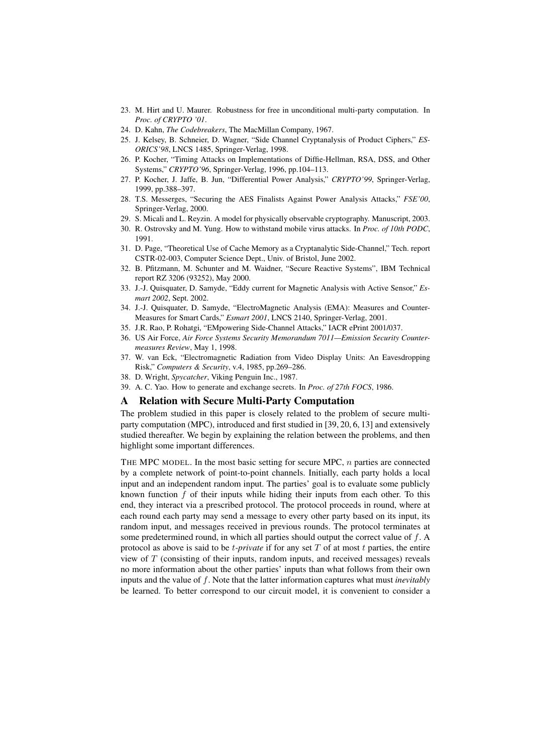23. M. Hirt and U. Maurer. Robustness for free in unconditional multi-party computation. In *Proc. of CRYPTO '01*.
24. D. Kahn, *The Codebreakers*, The MacMillan Company, 1967.
25. J. Kelsey, B. Schneier, D. Wagner, "Side Channel Cryptanalysis of Product Ciphers," *ESORICS'98*, LNCS 1485, Springer-Verlag, 1998.
26. P. Kocher, "Timing Attacks on Implementations of Diffie-Hellman, RSA, DSS, and Other Systems," *CRYPTO'96*, Springer-Verlag, 1996, pp.104–113.
27. P. Kocher, J. Jaffe, B. Jun, "Differential Power Analysis," *CRYPTO'99*, Springer-Verlag, 1999, pp.388–397.
28. T.S. Messerges, "Securing the AES Finalists Against Power Analysis Attacks," *FSE'00*, Springer-Verlag, 2000.
29. S. Micali and L. Reyzin. A model for physically observable cryptography. Manuscript, 2003.
30. R. Ostrovsky and M. Yung. How to withstand mobile virus attacks. In *Proc. of 10th PODC*, 1991.
31. D. Page, "Theoretical Use of Cache Memory as a Cryptanalytic Side-Channel," Tech. report CSTR-02-003, Computer Science Dept., Univ. of Bristol, June 2002.
32. B. Pfitzmann, M. Schunter and M. Waidner, "Secure Reactive Systems", IBM Technical report RZ 3206 (93252), May 2000.
33. J.-J. Quisquater, D. Samyde, "Eddy current for Magnetic Analysis with Active Sensor," *Esmart 2002*, Sept. 2002.
34. J.-J. Quisquater, D. Samyde, "ElectroMagnetic Analysis (EMA): Measures and Counter-Measures for Smart Cards," *Esmart 2001*, LNCS 2140, Springer-Verlag, 2001.
35. J.R. Rao, P. Rohatgi, "EMpowering Side-Channel Attacks," IACR ePrint 2001/037.
36. US Air Force, *Air Force Systems Security Memorandum 7011—Emission Security Countermeasures Review*, May 1, 1998.
37. W. van Eck, "Electromagnetic Radiation from Video Display Units: An Eavesdropping Risk," *Computers & Security*, v.4, 1985, pp.269–286.
38. D. Wright, *Spycatcher*, Viking Penguin Inc., 1987.
39. A. C. Yao. How to generate and exchange secrets. In *Proc. of 27th FOCS*, 1986.

# A Relation with Secure Multi-Party Computation

The problem studied in this paper is closely related to the problem of secure multi-party computation (MPC), introduced and first studied in [39, 20, 6, 13] and extensively studied thereafter. We begin by explaining the relation between the problems, and then highlight some important differences.

THE MPC MODEL. In the most basic setting for secure MPC, $n$ parties are connected by a complete network of point-to-point channels. Initially, each party holds a local input and an independent random input. The parties' goal is to evaluate some publicly known function $f$ of their inputs while hiding their inputs from each other. To this end, they interact via a prescribed protocol. The protocol proceeds in round, where at each round each party may send a message to every other party based on its input, its random input, and messages received in previous rounds. The protocol terminates at some predetermined round, in which all parties should output the correct value of $f$. A protocol as above is said to be $t$-*private* if for any set $T$ of at most $t$ parties, the entire view of $T$ (consisting of their inputs, random inputs, and received messages) reveals no more information about the other parties' inputs than what follows from their own inputs and the value of $f$. Note that the latter information captures what must *inevitably* be learned. To better correspond to our circuit model, it is convenient to consider a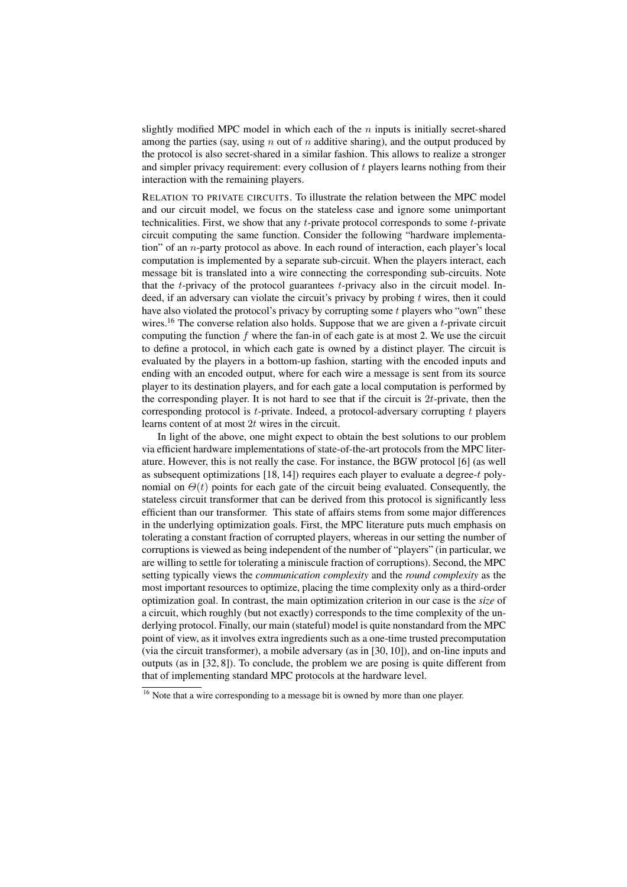slightly modified MPC model in which each of the $n$ inputs is initially secret-shared among the parties (say, using $n$ out of $n$ additive sharing), and the output produced by the protocol is also secret-shared in a similar fashion. This allows to realize a stronger and simpler privacy requirement: every collusion of $t$ players learns nothing from their interaction with the remaining players.

RELATION TO PRIVATE CIRCUITS. To illustrate the relation between the MPC model and our circuit model, we focus on the stateless case and ignore some unimportant technicalities. First, we show that any $t$-private protocol corresponds to some $t$-private circuit computing the same function. Consider the following "hardware implementation" of an $n$-party protocol as above. In each round of interaction, each player's local computation is implemented by a separate sub-circuit. When the players interact, each message bit is translated into a wire connecting the corresponding sub-circuits. Note that the $t$-privacy of the protocol guarantees $t$-privacy also in the circuit model. Indeed, if an adversary can violate the circuit's privacy by probing $t$ wires, then it could have also violated the protocol's privacy by corrupting some $t$ players who "own" these wires.[16] The converse relation also holds. Suppose that we are given a $t$-private circuit computing the function $f$ where the fan-in of each gate is at most 2. We use the circuit to define a protocol, in which each gate is owned by a distinct player. The circuit is evaluated by the players in a bottom-up fashion, starting with the encoded inputs and ending with an encoded output, where for each wire a message is sent from its source player to its destination players, and for each gate a local computation is performed by the corresponding player. It is not hard to see that if the circuit is $2t$-private, then the corresponding protocol is $t$-private. Indeed, a protocol-adversary corrupting $t$ players learns content of at most $2t$ wires in the circuit.

In light of the above, one might expect to obtain the best solutions to our problem via efficient hardware implementations of state-of-the-art protocols from the MPC literature. However, this is not really the case. For instance, the BGW protocol [6] (as well as subsequent optimizations [18, 14]) requires each player to evaluate a degree-$t$ polynomial on $\Theta(t)$ points for each gate of the circuit being evaluated. Consequently, the stateless circuit transformer that can be derived from this protocol is significantly less efficient than our transformer. This state of affairs stems from some major differences in the underlying optimization goals. First, the MPC literature puts much emphasis on tolerating a constant fraction of corrupted players, whereas in our setting the number of corruptions is viewed as being independent of the number of "players" (in particular, we are willing to settle for tolerating a miniscule fraction of corruptions). Second, the MPC setting typically views the *communication complexity* and the *round complexity* as the most important resources to optimize, placing the time complexity only as a third-order optimization goal. In contrast, the main optimization criterion in our case is the *size* of a circuit, which roughly (but not exactly) corresponds to the time complexity of the underlying protocol. Finally, our main (stateful) model is quite nonstandard from the MPC point of view, as it involves extra ingredients such as a one-time trusted precomputation (via the circuit transformer), a mobile adversary (as in [30, 10]), and on-line inputs and outputs (as in [32, 8]). To conclude, the problem we are posing is quite different from that of implementing standard MPC protocols at the hardware level.

[16] Note that a wire corresponding to a message bit is owned by more than one player.